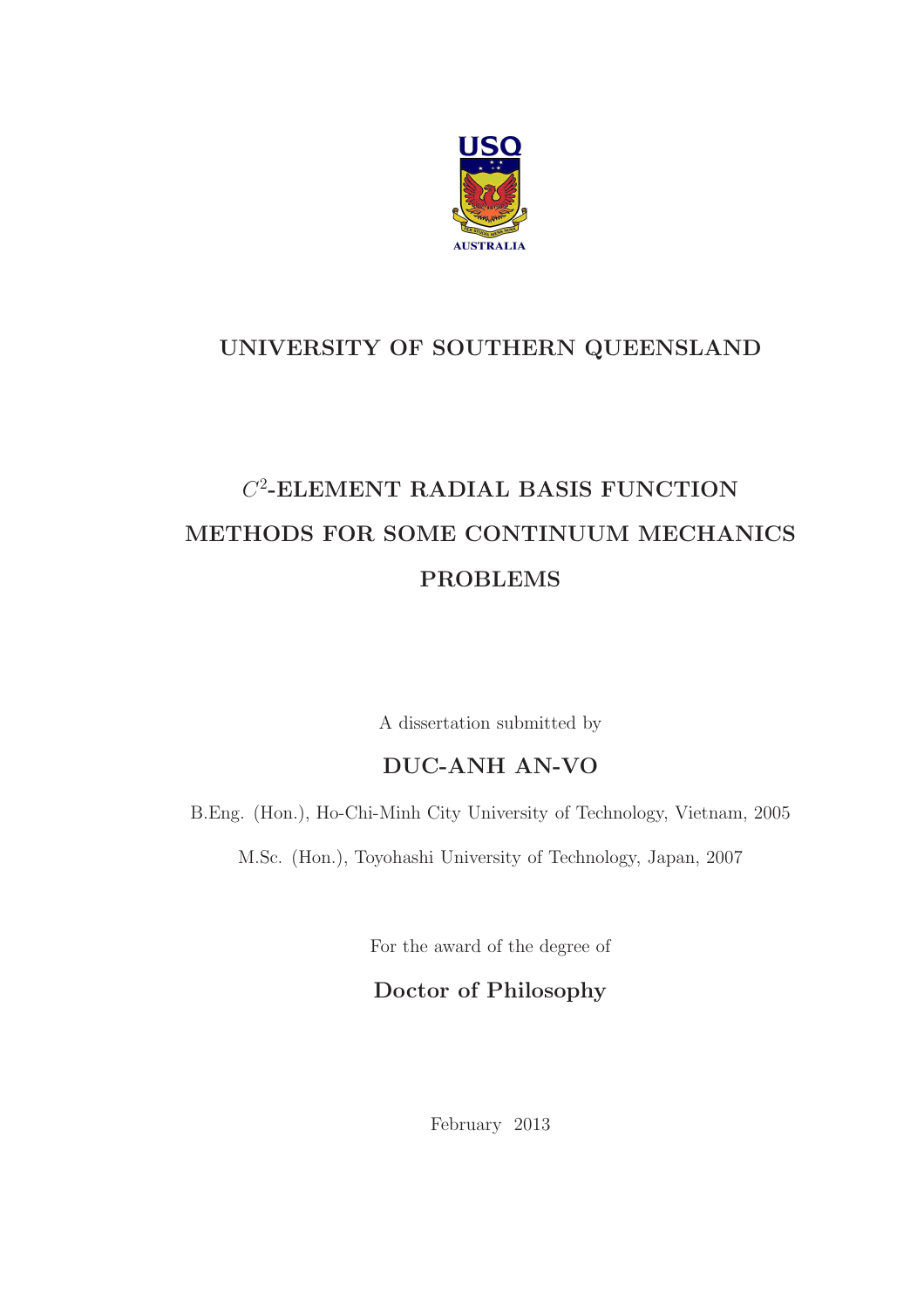USQ

AUSTRALIA

**UNIVERSITY OF SOUTHERN QUEENSLAND**

# $C^2$-ELEMENT RADIAL BASIS FUNCTION METHODS FOR SOME CONTINUUM MECHANICS PROBLEMS

A dissertation submitted by

**DUC-ANH AN-VO**

B.Eng. (Hon.), Ho-Chi-Minh City University of Technology, Vietnam, 2005

M.Sc. (Hon.), Toyohashi University of Technology, Japan, 2007

For the award of the degree of

**Doctor of Philosophy**

February 2013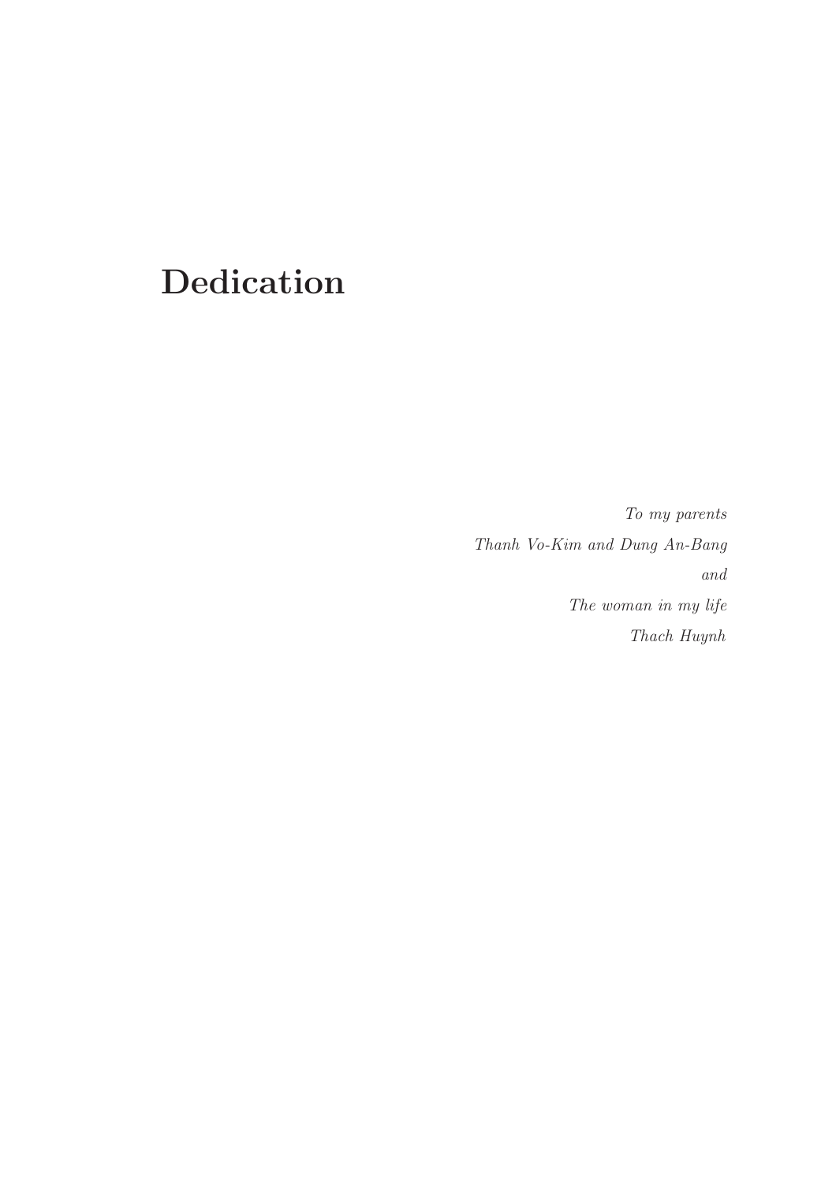# Dedication

*To my parents*

*Thanh Vo-Kim and Dung An-Bang*

*and*

*The woman in my life*

*Thach Huynh*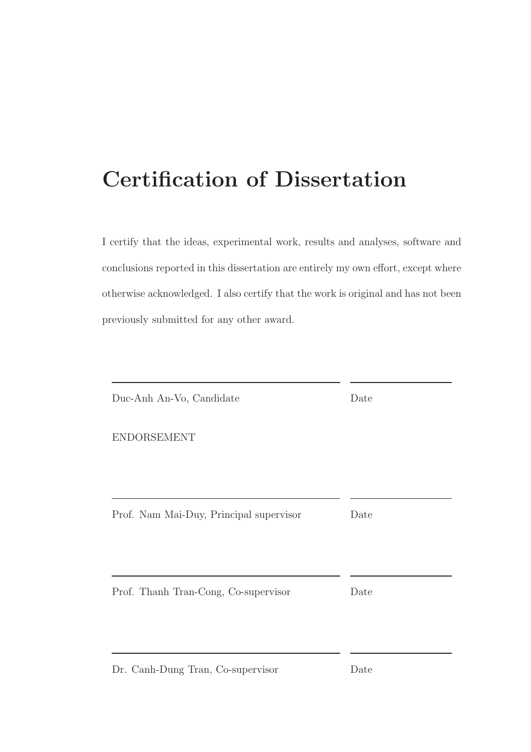# Certification of Dissertation

I certify that the ideas, experimental work, results and analyses, software and conclusions reported in this dissertation are entirely my own effort, except where otherwise acknowledged. I also certify that the work is original and has not been previously submitted for any other award.

| | |
|---|---|
| Duc-Anh An-Vo, Candidate | Date |

ENDORSEMENT

| | |
|---|---|
| Prof. Nam Mai-Duy, Principal supervisor | Date |

| | |
|---|---|
| Prof. Thanh Tran-Cong, Co-supervisor | Date |

| | |
|---|---|
| Dr. Canh-Dung Tran, Co-supervisor | Date |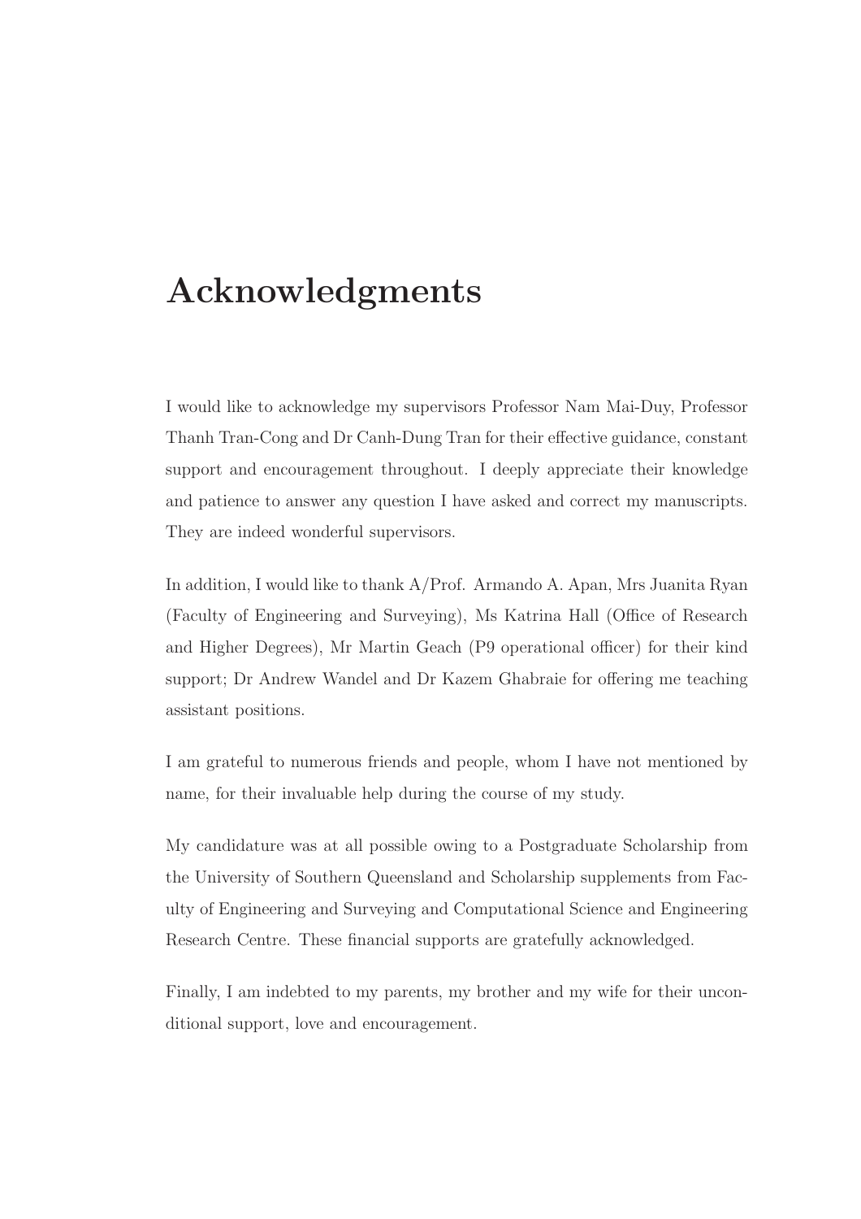# Acknowledgments

I would like to acknowledge my supervisors Professor Nam Mai-Duy, Professor Thanh Tran-Cong and Dr Canh-Dung Tran for their effective guidance, constant support and encouragement throughout. I deeply appreciate their knowledge and patience to answer any question I have asked and correct my manuscripts. They are indeed wonderful supervisors.

In addition, I would like to thank A/Prof. Armando A. Apan, Mrs Juanita Ryan (Faculty of Engineering and Surveying), Ms Katrina Hall (Office of Research and Higher Degrees), Mr Martin Geach (P9 operational officer) for their kind support; Dr Andrew Wandel and Dr Kazem Ghabraie for offering me teaching assistant positions.

I am grateful to numerous friends and people, whom I have not mentioned by name, for their invaluable help during the course of my study.

My candidature was at all possible owing to a Postgraduate Scholarship from the University of Southern Queensland and Scholarship supplements from Faculty of Engineering and Surveying and Computational Science and Engineering Research Centre. These financial supports are gratefully acknowledged.

Finally, I am indebted to my parents, my brother and my wife for their unconditional support, love and encouragement.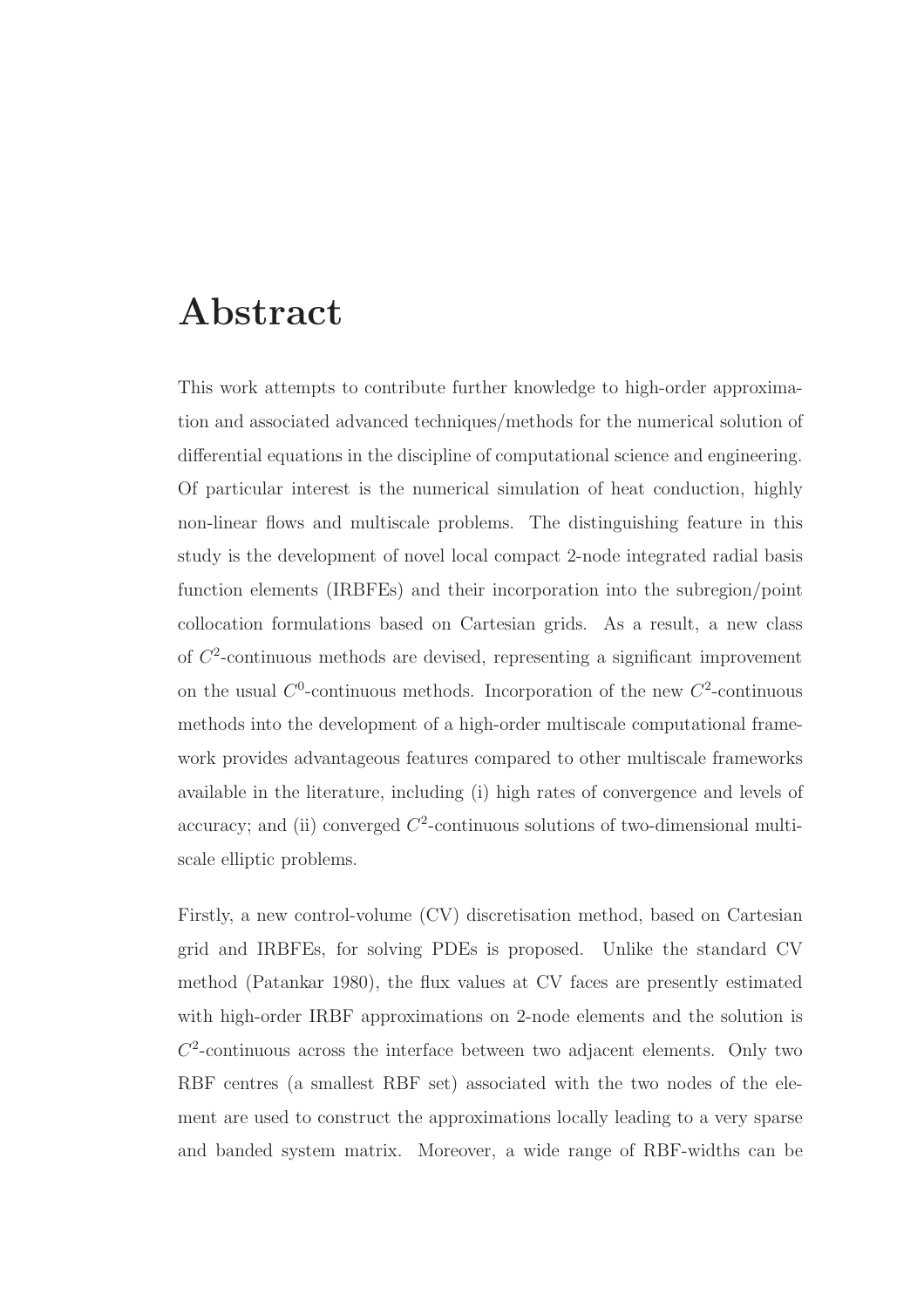# Abstract

This work attempts to contribute further knowledge to high-order approximation and associated advanced techniques/methods for the numerical solution of differential equations in the discipline of computational science and engineering. Of particular interest is the numerical simulation of heat conduction, highly non-linear flows and multiscale problems. The distinguishing feature in this study is the development of novel local compact 2-node integrated radial basis function elements (IRBFEs) and their incorporation into the subregion/point collocation formulations based on Cartesian grids. As a result, a new class of $C^2$-continuous methods are devised, representing a significant improvement on the usual $C^0$-continuous methods. Incorporation of the new $C^2$-continuous methods into the development of a high-order multiscale computational framework provides advantageous features compared to other multiscale frameworks available in the literature, including (i) high rates of convergence and levels of accuracy; and (ii) converged $C^2$-continuous solutions of two-dimensional multiscale elliptic problems.

Firstly, a new control-volume (CV) discretisation method, based on Cartesian grid and IRBFEs, for solving PDEs is proposed. Unlike the standard CV method (Patankar 1980), the flux values at CV faces are presently estimated with high-order IRBF approximations on 2-node elements and the solution is $C^2$-continuous across the interface between two adjacent elements. Only two RBF centres (a smallest RBF set) associated with the two nodes of the element are used to construct the approximations locally leading to a very sparse and banded system matrix. Moreover, a wide range of RBF-widths can be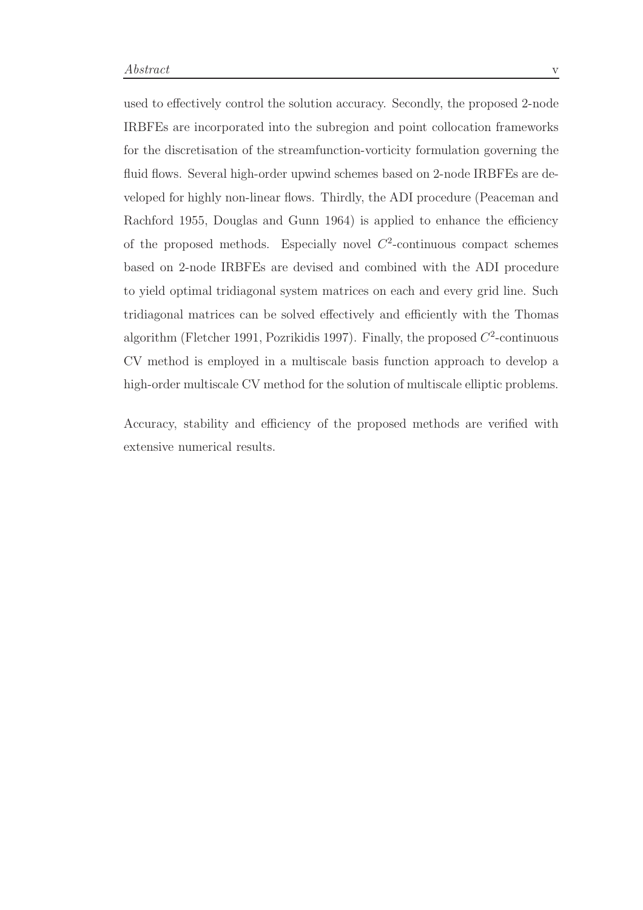used to effectively control the solution accuracy. Secondly, the proposed 2-node IRBFEs are incorporated into the subregion and point collocation frameworks for the discretisation of the streamfunction-vorticity formulation governing the fluid flows. Several high-order upwind schemes based on 2-node IRBFEs are developed for highly non-linear flows. Thirdly, the ADI procedure (Peaceman and Rachford 1955, Douglas and Gunn 1964) is applied to enhance the efficiency of the proposed methods. Especially novel $C^2$-continuous compact schemes based on 2-node IRBFEs are devised and combined with the ADI procedure to yield optimal tridiagonal system matrices on each and every grid line. Such tridiagonal matrices can be solved effectively and efficiently with the Thomas algorithm (Fletcher 1991, Pozrikidis 1997). Finally, the proposed $C^2$-continuous CV method is employed in a multiscale basis function approach to develop a high-order multiscale CV method for the solution of multiscale elliptic problems.

Accuracy, stability and efficiency of the proposed methods are verified with extensive numerical results.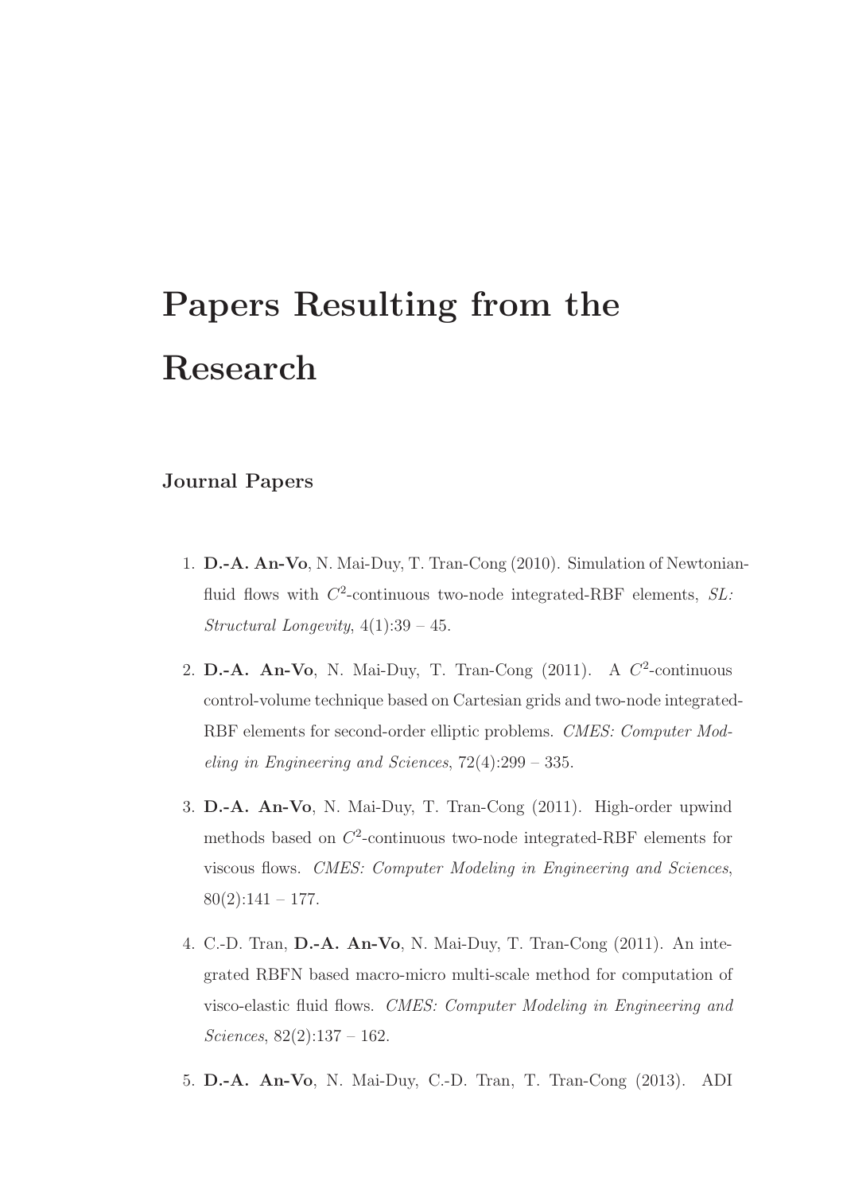# Papers Resulting from the Research

## Journal Papers

1. **D.-A. An-Vo**, N. Mai-Duy, T. Tran-Cong (2010). Simulation of Newtonian-fluid flows with $C^2$-continuous two-node integrated-RBF elements, *SL: Structural Longevity*, 4(1):39 – 45.

2. **D.-A. An-Vo**, N. Mai-Duy, T. Tran-Cong (2011). A $C^2$-continuous control-volume technique based on Cartesian grids and two-node integrated-RBF elements for second-order elliptic problems. *CMES: Computer Modeling in Engineering and Sciences*, 72(4):299 – 335.

3. **D.-A. An-Vo**, N. Mai-Duy, T. Tran-Cong (2011). High-order upwind methods based on $C^2$-continuous two-node integrated-RBF elements for viscous flows. *CMES: Computer Modeling in Engineering and Sciences*, 80(2):141 – 177.

4. C.-D. Tran, **D.-A. An-Vo**, N. Mai-Duy, T. Tran-Cong (2011). An integrated RBFN based macro-micro multi-scale method for computation of visco-elastic fluid flows. *CMES: Computer Modeling in Engineering and Sciences*, 82(2):137 – 162.

5. **D.-A. An-Vo**, N. Mai-Duy, C.-D. Tran, T. Tran-Cong (2013). ADI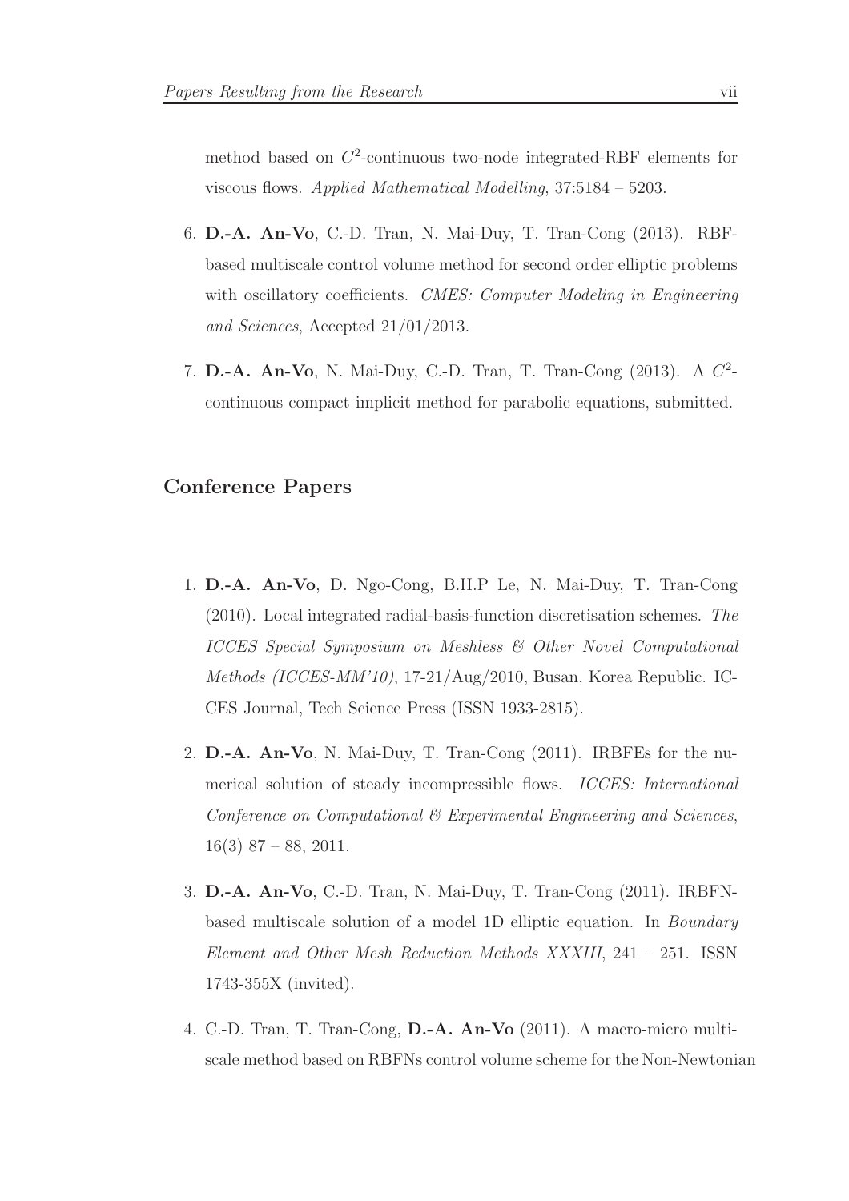method based on $C^2$-continuous two-node integrated-RBF elements for viscous flows. *Applied Mathematical Modelling*, 37:5184 – 5203.

6. **D.-A. An-Vo**, C.-D. Tran, N. Mai-Duy, T. Tran-Cong (2013). RBF-based multiscale control volume method for second order elliptic problems with oscillatory coefficients. *CMES: Computer Modeling in Engineering and Sciences*, Accepted 21/01/2013.

7. **D.-A. An-Vo**, N. Mai-Duy, C.-D. Tran, T. Tran-Cong (2013). A $C^2$-continuous compact implicit method for parabolic equations, submitted.

## Conference Papers

1. **D.-A. An-Vo**, D. Ngo-Cong, B.H.P Le, N. Mai-Duy, T. Tran-Cong (2010). Local integrated radial-basis-function discretisation schemes. *The ICCES Special Symposium on Meshless & Other Novel Computational Methods (ICCES-MM'10)*, 17-21/Aug/2010, Busan, Korea Republic. ICCES Journal, Tech Science Press (ISSN 1933-2815).

2. **D.-A. An-Vo**, N. Mai-Duy, T. Tran-Cong (2011). IRBFEs for the numerical solution of steady incompressible flows. *ICCES: International Conference on Computational & Experimental Engineering and Sciences*, 16(3) 87 – 88, 2011.

3. **D.-A. An-Vo**, C.-D. Tran, N. Mai-Duy, T. Tran-Cong (2011). IRBFN-based multiscale solution of a model 1D elliptic equation. In *Boundary Element and Other Mesh Reduction Methods XXXIII*, 241 – 251. ISSN 1743-355X (invited).

4. C.-D. Tran, T. Tran-Cong, **D.-A. An-Vo** (2011). A macro-micro multiscale method based on RBFNs control volume scheme for the Non-Newtonian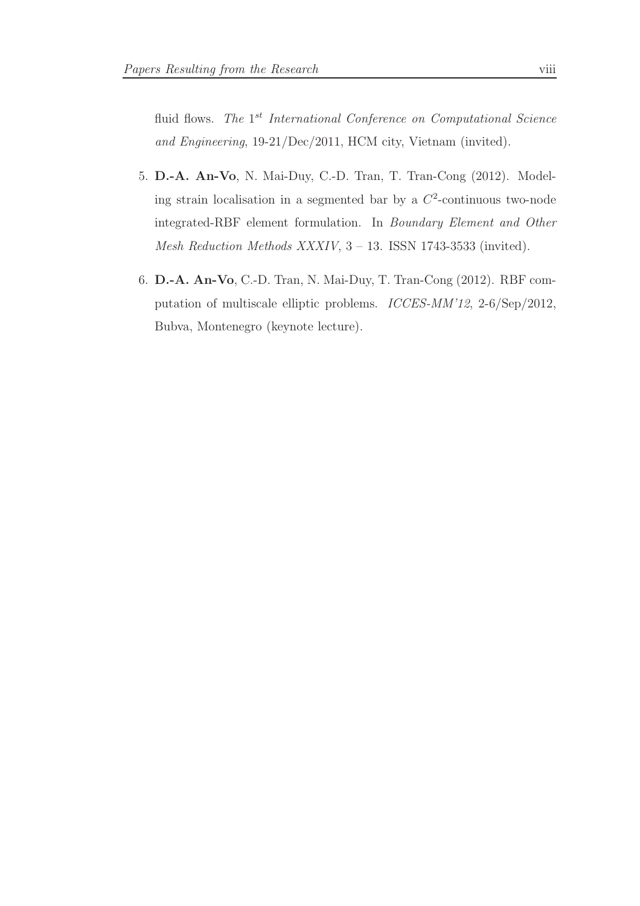fluid flows. *The $1^{st}$ International Conference on Computational Science and Engineering*, 19-21/Dec/2011, HCM city, Vietnam (invited).

5. **D.-A. An-Vo**, N. Mai-Duy, C.-D. Tran, T. Tran-Cong (2012). Modeling strain localisation in a segmented bar by a $C^2$-continuous two-node integrated-RBF element formulation. In *Boundary Element and Other Mesh Reduction Methods XXXIV*, 3 – 13. ISSN 1743-3533 (invited).

6. **D.-A. An-Vo**, C.-D. Tran, N. Mai-Duy, T. Tran-Cong (2012). RBF computation of multiscale elliptic problems. *ICCES-MM'12*, 2-6/Sep/2012, Bubva, Montenegro (keynote lecture).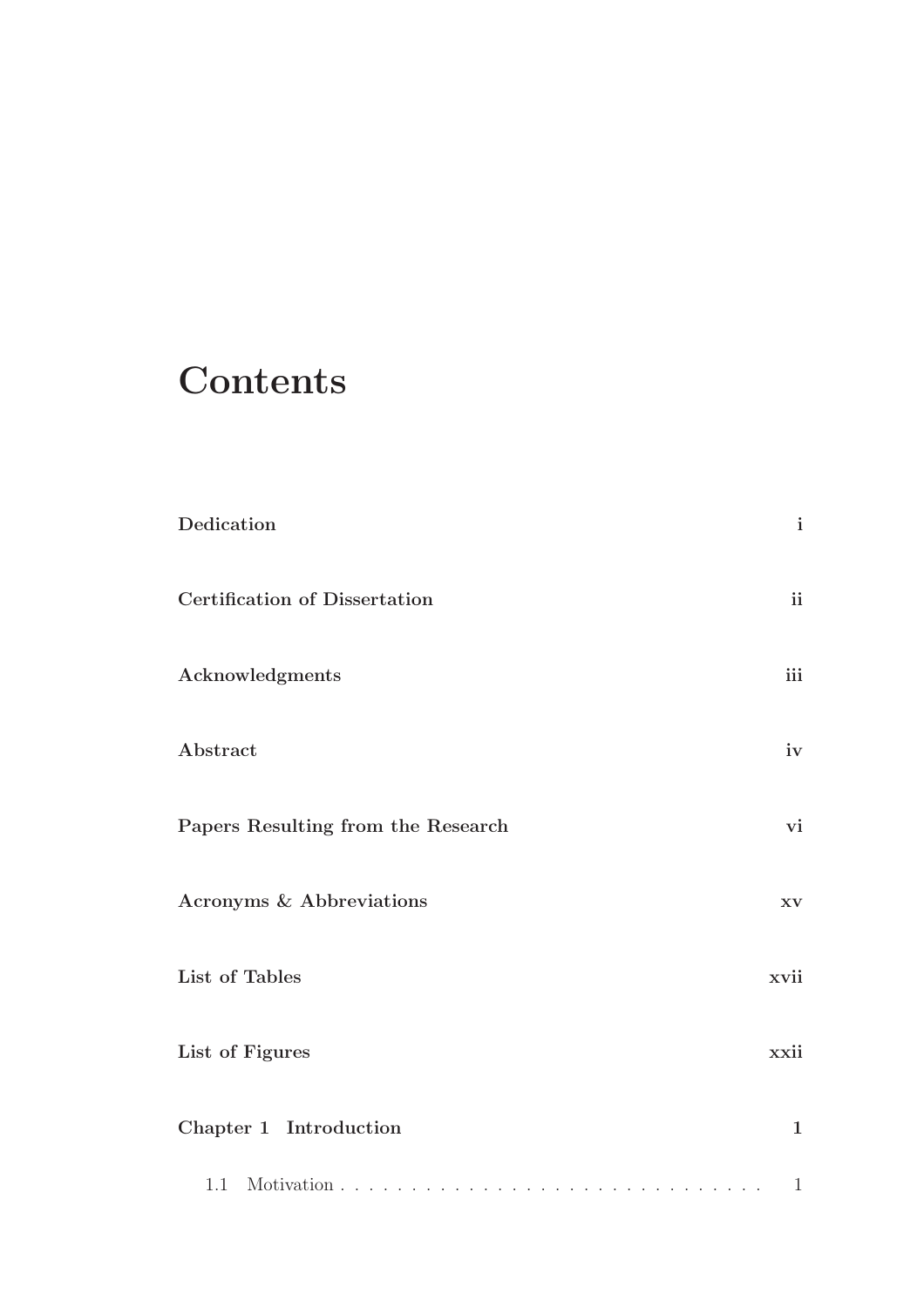# Contents

**Dedication** **i**

**Certification of Dissertation** **ii**

**Acknowledgments** **iii**

**Abstract** **iv**

**Papers Resulting from the Research** **vi**

**Acronyms & Abbreviations** **xv**

**List of Tables** **xvii**

**List of Figures** **xxii**

**Chapter 1 Introduction** **1**

1.1 Motivation . . . . . . . . . . . . . . . . . . . . . . . . . . . . . . . 1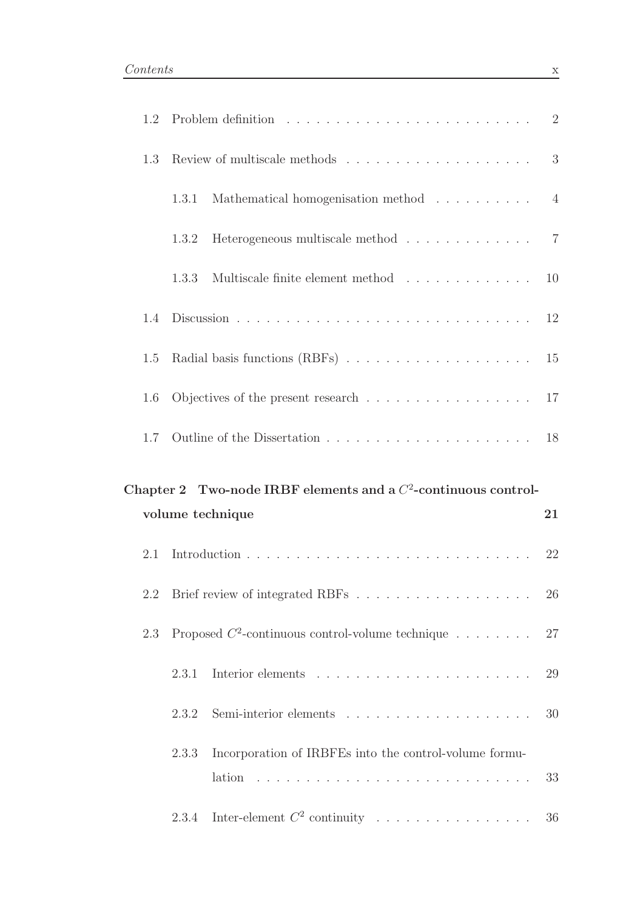1.2 Problem definition . . . . . . . . . . . . . . . . . . . . . . . . . 2

1.3 Review of multiscale methods . . . . . . . . . . . . . . . . . . . 3

1.3.1 Mathematical homogenisation method . . . . . . . . . . 4

1.3.2 Heterogeneous multiscale method . . . . . . . . . . . . . 7

1.3.3 Multiscale finite element method . . . . . . . . . . . . . 10

1.4 Discussion . . . . . . . . . . . . . . . . . . . . . . . . . . . . . 12

1.5 Radial basis functions (RBFs) . . . . . . . . . . . . . . . . . . . 15

1.6 Objectives of the present research . . . . . . . . . . . . . . . . . 17

1.7 Outline of the Dissertation . . . . . . . . . . . . . . . . . . . . . 18

**Chapter 2 Two-node IRBF elements and a $C^2$-continuous control-volume technique** **21**

2.1 Introduction . . . . . . . . . . . . . . . . . . . . . . . . . . . . 22

2.2 Brief review of integrated RBFs . . . . . . . . . . . . . . . . . . 26

2.3 Proposed $C^2$-continuous control-volume technique . . . . . . . . 27

2.3.1 Interior elements . . . . . . . . . . . . . . . . . . . . . . 29

2.3.2 Semi-interior elements . . . . . . . . . . . . . . . . . . . 30

2.3.3 Incorporation of IRBFEs into the control-volume formulation . . . . . . . . . . . . . . . . . . . . . . . . . . . 33

2.3.4 Inter-element $C^2$ continuity . . . . . . . . . . . . . . . . 36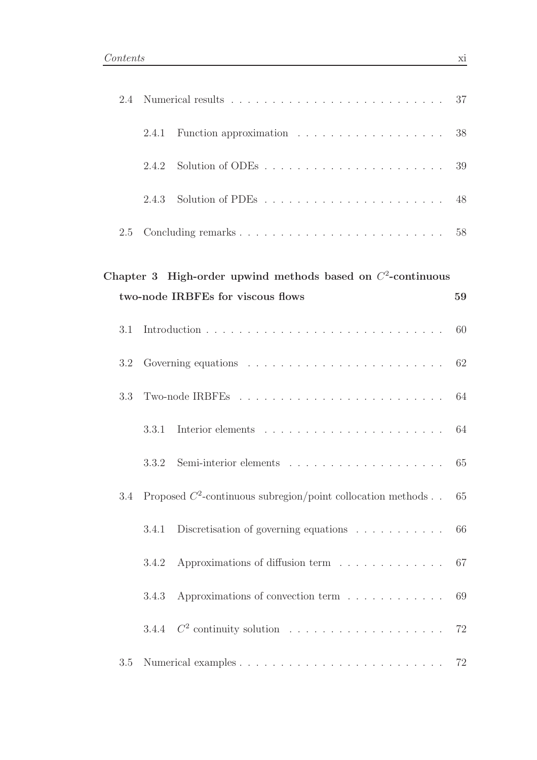2.4 Numerical results . . . . . . . . . . . . . . . . . . . . . . . . . . 37

2.4.1 Function approximation . . . . . . . . . . . . . . . . . . 38

2.4.2 Solution of ODEs . . . . . . . . . . . . . . . . . . . . . . 39

2.4.3 Solution of PDEs . . . . . . . . . . . . . . . . . . . . . . 48

2.5 Concluding remarks . . . . . . . . . . . . . . . . . . . . . . . . . 58

**Chapter 3 High-order upwind methods based on $C^2$-continuous two-node IRBFEs for viscous flows 59**

3.1 Introduction . . . . . . . . . . . . . . . . . . . . . . . . . . . . . 60

3.2 Governing equations . . . . . . . . . . . . . . . . . . . . . . . . . 62

3.3 Two-node IRBFEs . . . . . . . . . . . . . . . . . . . . . . . . . . 64

3.3.1 Interior elements . . . . . . . . . . . . . . . . . . . . . . 64

3.3.2 Semi-interior elements . . . . . . . . . . . . . . . . . . . 65

3.4 Proposed $C^2$-continuous subregion/point collocation methods . . 65

3.4.1 Discretisation of governing equations . . . . . . . . . . . 66

3.4.2 Approximations of diffusion term . . . . . . . . . . . . . 67

3.4.3 Approximations of convection term . . . . . . . . . . . . 69

3.4.4 $C^2$ continuity solution . . . . . . . . . . . . . . . . . . . 72

3.5 Numerical examples . . . . . . . . . . . . . . . . . . . . . . . . . 72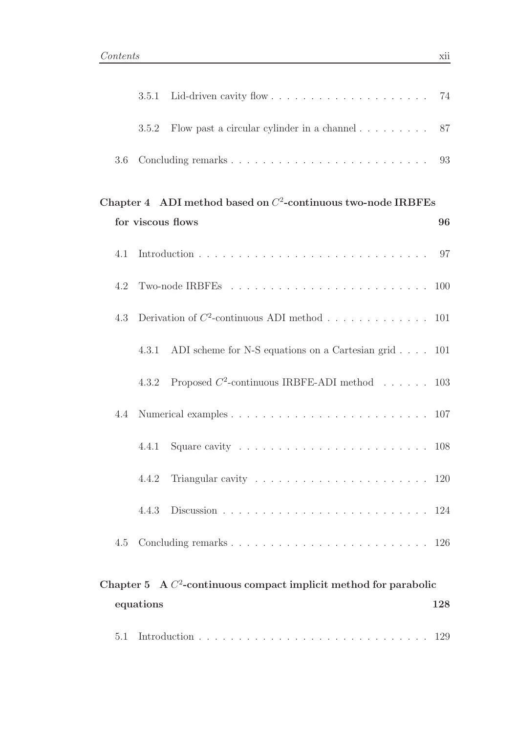3.5.1 Lid-driven cavity flow . . . . . . . . . . . . . . . . . . . . 74

3.5.2 Flow past a circular cylinder in a channel . . . . . . . . . 87

3.6 Concluding remarks . . . . . . . . . . . . . . . . . . . . . . . . 93

**Chapter 4 ADI method based on $C^2$-continuous two-node IRBFEs for viscous flows** **96**

4.1 Introduction . . . . . . . . . . . . . . . . . . . . . . . . . . . . 97

4.2 Two-node IRBFEs . . . . . . . . . . . . . . . . . . . . . . . . . 100

4.3 Derivation of $C^2$-continuous ADI method . . . . . . . . . . . . . 101

4.3.1 ADI scheme for N-S equations on a Cartesian grid . . . . 101

4.3.2 Proposed $C^2$-continuous IRBFE-ADI method . . . . . . 103

4.4 Numerical examples . . . . . . . . . . . . . . . . . . . . . . . . 107

4.4.1 Square cavity . . . . . . . . . . . . . . . . . . . . . . . . 108

4.4.2 Triangular cavity . . . . . . . . . . . . . . . . . . . . . . 120

4.4.3 Discussion . . . . . . . . . . . . . . . . . . . . . . . . . . 124

4.5 Concluding remarks . . . . . . . . . . . . . . . . . . . . . . . . 126

**Chapter 5 A $C^2$-continuous compact implicit method for parabolic equations** **128**

5.1 Introduction . . . . . . . . . . . . . . . . . . . . . . . . . . . . 129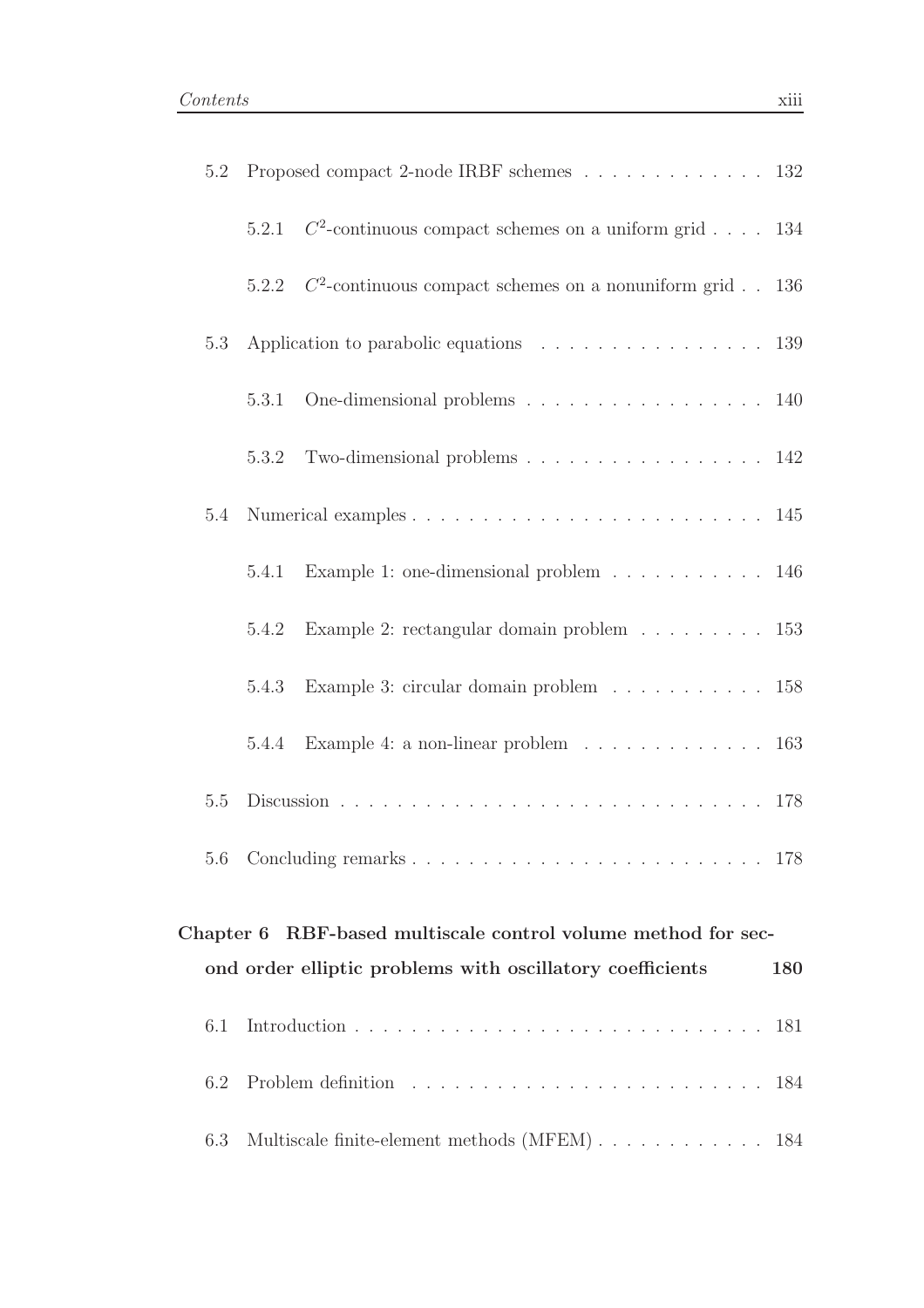5.2 Proposed compact 2-node IRBF schemes . . . . . . . . . . . . . 132

5.2.1 $C^2$-continuous compact schemes on a uniform grid . . . . 134

5.2.2 $C^2$-continuous compact schemes on a nonuniform grid . . 136

5.3 Application to parabolic equations . . . . . . . . . . . . . . . . 139

5.3.1 One-dimensional problems . . . . . . . . . . . . . . . . . 140

5.3.2 Two-dimensional problems . . . . . . . . . . . . . . . . . 142

5.4 Numerical examples . . . . . . . . . . . . . . . . . . . . . . . . 145

5.4.1 Example 1: one-dimensional problem . . . . . . . . . . . 146

5.4.2 Example 2: rectangular domain problem . . . . . . . . . 153

5.4.3 Example 3: circular domain problem . . . . . . . . . . . 158

5.4.4 Example 4: a non-linear problem . . . . . . . . . . . . . 163

5.5 Discussion . . . . . . . . . . . . . . . . . . . . . . . . . . . . . 178

5.6 Concluding remarks . . . . . . . . . . . . . . . . . . . . . . . . 178

**Chapter 6 RBF-based multiscale control volume method for second order elliptic problems with oscillatory coefficients 180**

6.1 Introduction . . . . . . . . . . . . . . . . . . . . . . . . . . . . 181

6.2 Problem definition . . . . . . . . . . . . . . . . . . . . . . . . 184

6.3 Multiscale finite-element methods (MFEM) . . . . . . . . . . . . 184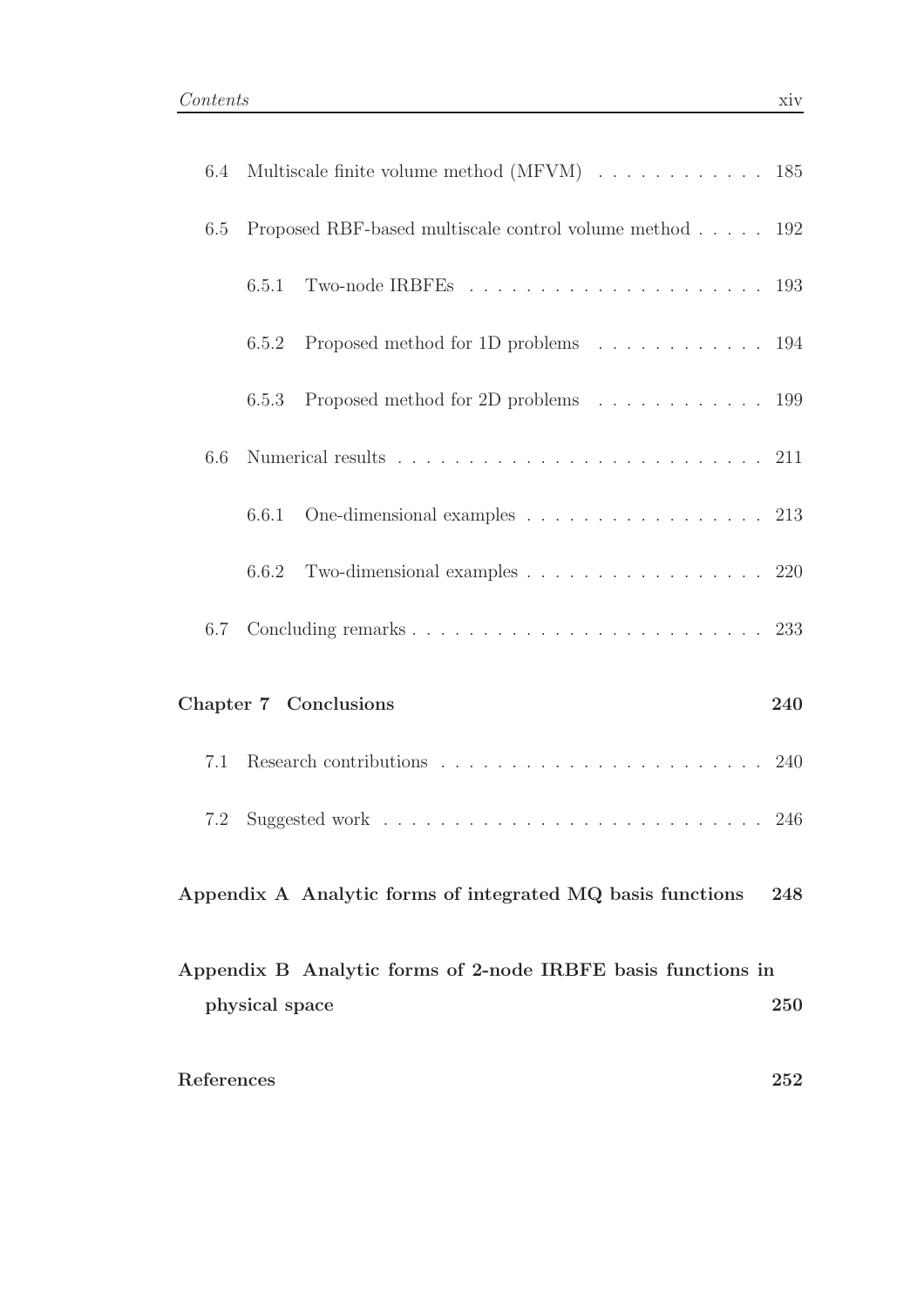6.4 Multiscale finite volume method (MFVM) . . . . . . . . . . . . 185

6.5 Proposed RBF-based multiscale control volume method . . . . . 192

6.5.1 Two-node IRBFEs . . . . . . . . . . . . . . . . . . . . . 193

6.5.2 Proposed method for 1D problems . . . . . . . . . . . . 194

6.5.3 Proposed method for 2D problems . . . . . . . . . . . . 199

6.6 Numerical results . . . . . . . . . . . . . . . . . . . . . . . . . 211

6.6.1 One-dimensional examples . . . . . . . . . . . . . . . . . 213

6.6.2 Two-dimensional examples . . . . . . . . . . . . . . . . . 220

6.7 Concluding remarks . . . . . . . . . . . . . . . . . . . . . . . . 233

**Chapter 7 Conclusions** **240**

7.1 Research contributions . . . . . . . . . . . . . . . . . . . . . . 240

7.2 Suggested work . . . . . . . . . . . . . . . . . . . . . . . . . . 246

**Appendix A Analytic forms of integrated MQ basis functions** **248**

**Appendix B Analytic forms of 2-node IRBFE basis functions in physical space** **250**

**References** **252**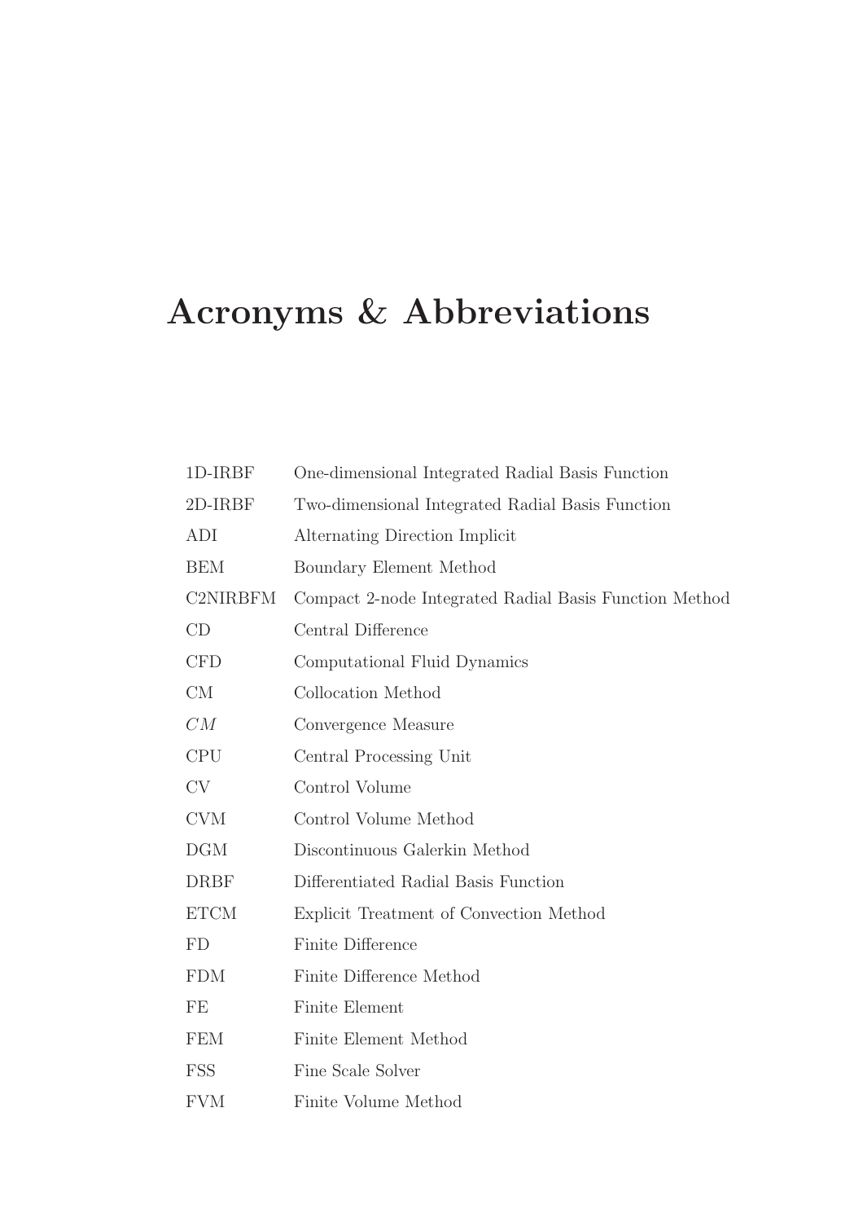# Acronyms & Abbreviations

| | |
|---|---|
| 1D-IRBF | One-dimensional Integrated Radial Basis Function |
| 2D-IRBF | Two-dimensional Integrated Radial Basis Function |
| ADI | Alternating Direction Implicit |
| BEM | Boundary Element Method |
| C2NIRBFM | Compact 2-node Integrated Radial Basis Function Method |
| CD | Central Difference |
| CFD | Computational Fluid Dynamics |
| CM | Collocation Method |
| $CM$ | Convergence Measure |
| CPU | Central Processing Unit |
| CV | Control Volume |
| CVM | Control Volume Method |
| DGM | Discontinuous Galerkin Method |
| DRBF | Differentiated Radial Basis Function |
| ETCM | Explicit Treatment of Convection Method |
| FD | Finite Difference |
| FDM | Finite Difference Method |
| FE | Finite Element |
| FEM | Finite Element Method |
| FSS | Fine Scale Solver |
| FVM | Finite Volume Method |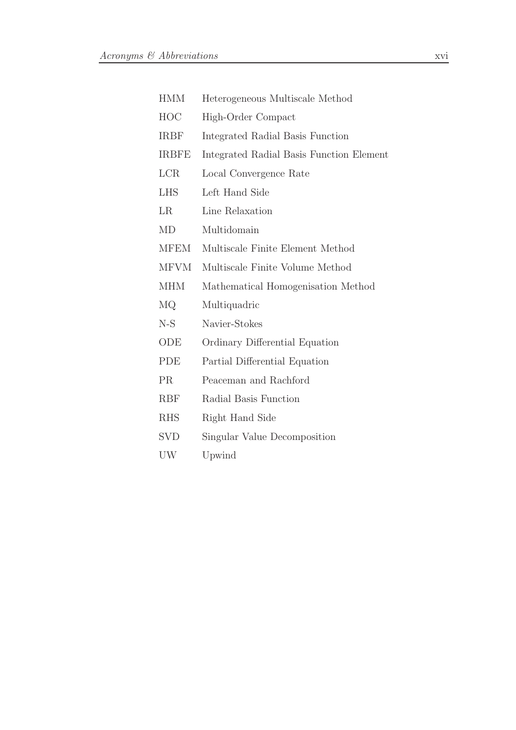| | |
|---|---|
| HMM | Heterogeneous Multiscale Method |
| HOC | High-Order Compact |
| IRBF | Integrated Radial Basis Function |
| IRBFE | Integrated Radial Basis Function Element |
| LCR | Local Convergence Rate |
| LHS | Left Hand Side |
| LR | Line Relaxation |
| MD | Multidomain |
| MFEM | Multiscale Finite Element Method |
| MFVM | Multiscale Finite Volume Method |
| MHM | Mathematical Homogenisation Method |
| MQ | Multiquadric |
| N-S | Navier-Stokes |
| ODE | Ordinary Differential Equation |
| PDE | Partial Differential Equation |
| PR | Peaceman and Rachford |
| RBF | Radial Basis Function |
| RHS | Right Hand Side |
| SVD | Singular Value Decomposition |
| UW | Upwind |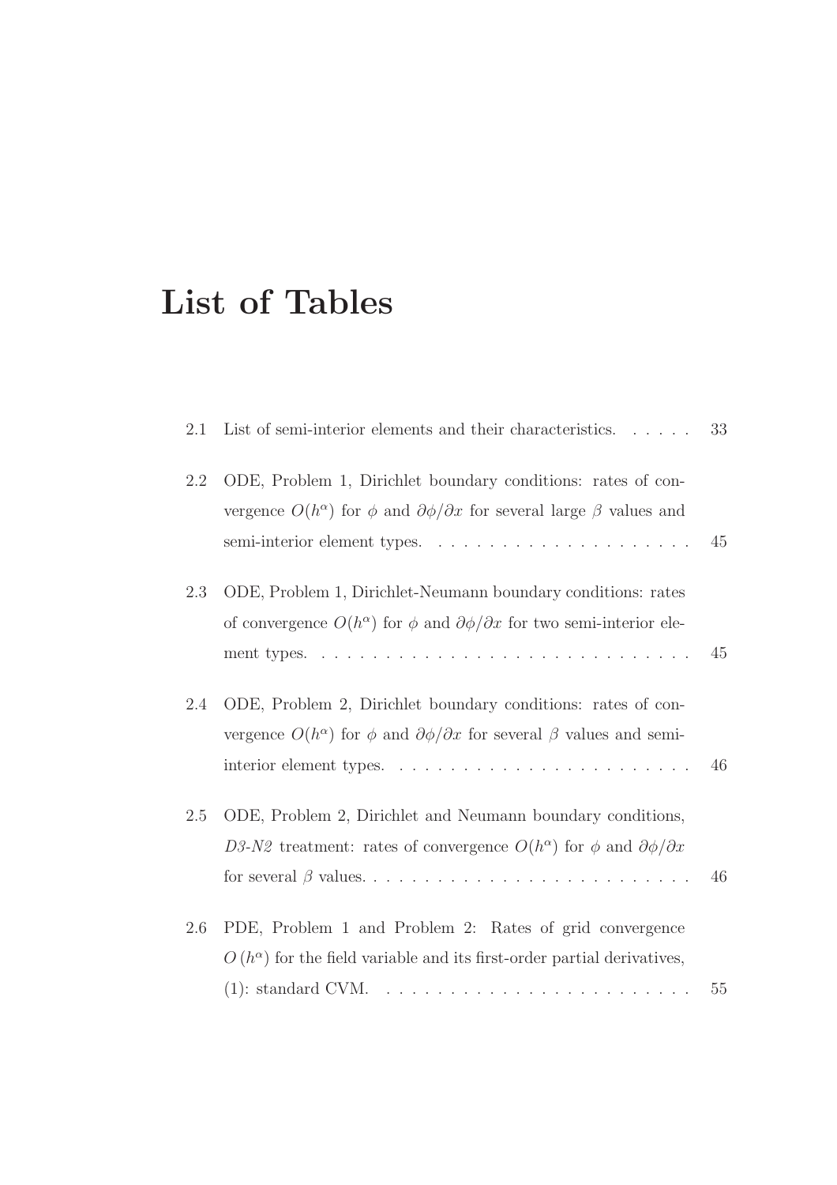# List of Tables

- 2.1 List of semi-interior elements and their characteristics. . . . . . 33
- 2.2 ODE, Problem 1, Dirichlet boundary conditions: rates of convergence $O(h^{\alpha})$ for $\phi$ and $\partial\phi/\partial x$ for several large $\beta$ values and semi-interior element types. . . . . . . . . . . . . . . . . . . . 45
- 2.3 ODE, Problem 1, Dirichlet-Neumann boundary conditions: rates of convergence $O(h^{\alpha})$ for $\phi$ and $\partial\phi/\partial x$ for two semi-interior element types. . . . . . . . . . . . . . . . . . . . . . . . . . . . . 45
- 2.4 ODE, Problem 2, Dirichlet boundary conditions: rates of convergence $O(h^{\alpha})$ for $\phi$ and $\partial\phi/\partial x$ for several $\beta$ values and semi-interior element types. . . . . . . . . . . . . . . . . . . . . . . . 46
- 2.5 ODE, Problem 2, Dirichlet and Neumann boundary conditions, *D3-N2* treatment: rates of convergence $O(h^{\alpha})$ for $\phi$ and $\partial\phi/\partial x$ for several $\beta$ values. . . . . . . . . . . . . . . . . . . . . . . . . 46
- 2.6 PDE, Problem 1 and Problem 2: Rates of grid convergence $O(h^{\alpha})$ for the field variable and its first-order partial derivatives, (1): standard CVM. . . . . . . . . . . . . . . . . . . . . . . . . 55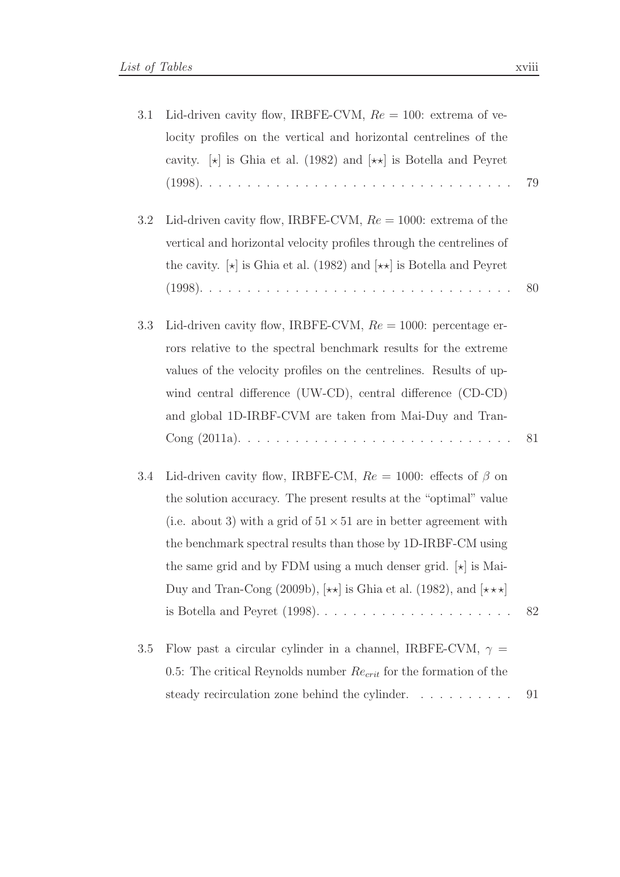- 3.1 Lid-driven cavity flow, IRBFE-CVM, $Re = 100$: extrema of velocity profiles on the vertical and horizontal centrelines of the cavity. [$\star$] is Ghia et al. (1982) and [$\star\star$] is Botella and Peyret (1998). . . . . . . . . . . . . . . . . . . . . . . . . . . . . . . . . 79

- 3.2 Lid-driven cavity flow, IRBFE-CVM, $Re = 1000$: extrema of the vertical and horizontal velocity profiles through the centrelines of the cavity. [$\star$] is Ghia et al. (1982) and [$\star\star$] is Botella and Peyret (1998). . . . . . . . . . . . . . . . . . . . . . . . . . . . . . . . . 80

- 3.3 Lid-driven cavity flow, IRBFE-CVM, $Re = 1000$: percentage errors relative to the spectral benchmark results for the extreme values of the velocity profiles on the centrelines. Results of upwind central difference (UW-CD), central difference (CD-CD) and global 1D-IRBF-CVM are taken from Mai-Duy and Tran-Cong (2011a). . . . . . . . . . . . . . . . . . . . . . . . . . . . 81

- 3.4 Lid-driven cavity flow, IRBFE-CM, $Re = 1000$: effects of $\beta$ on the solution accuracy. The present results at the "optimal" value (i.e. about 3) with a grid of $51 \times 51$ are in better agreement with the benchmark spectral results than those by 1D-IRBF-CM using the same grid and by FDM using a much denser grid. [$\star$] is Mai-Duy and Tran-Cong (2009b), [$\star\star$] is Ghia et al. (1982), and [$\star\star\star$] is Botella and Peyret (1998). . . . . . . . . . . . . . . . . . . . . 82

- 3.5 Flow past a circular cylinder in a channel, IRBFE-CVM, $\gamma = 0.5$: The critical Reynolds number $Re_{crit}$ for the formation of the steady recirculation zone behind the cylinder. . . . . . . . . . . 91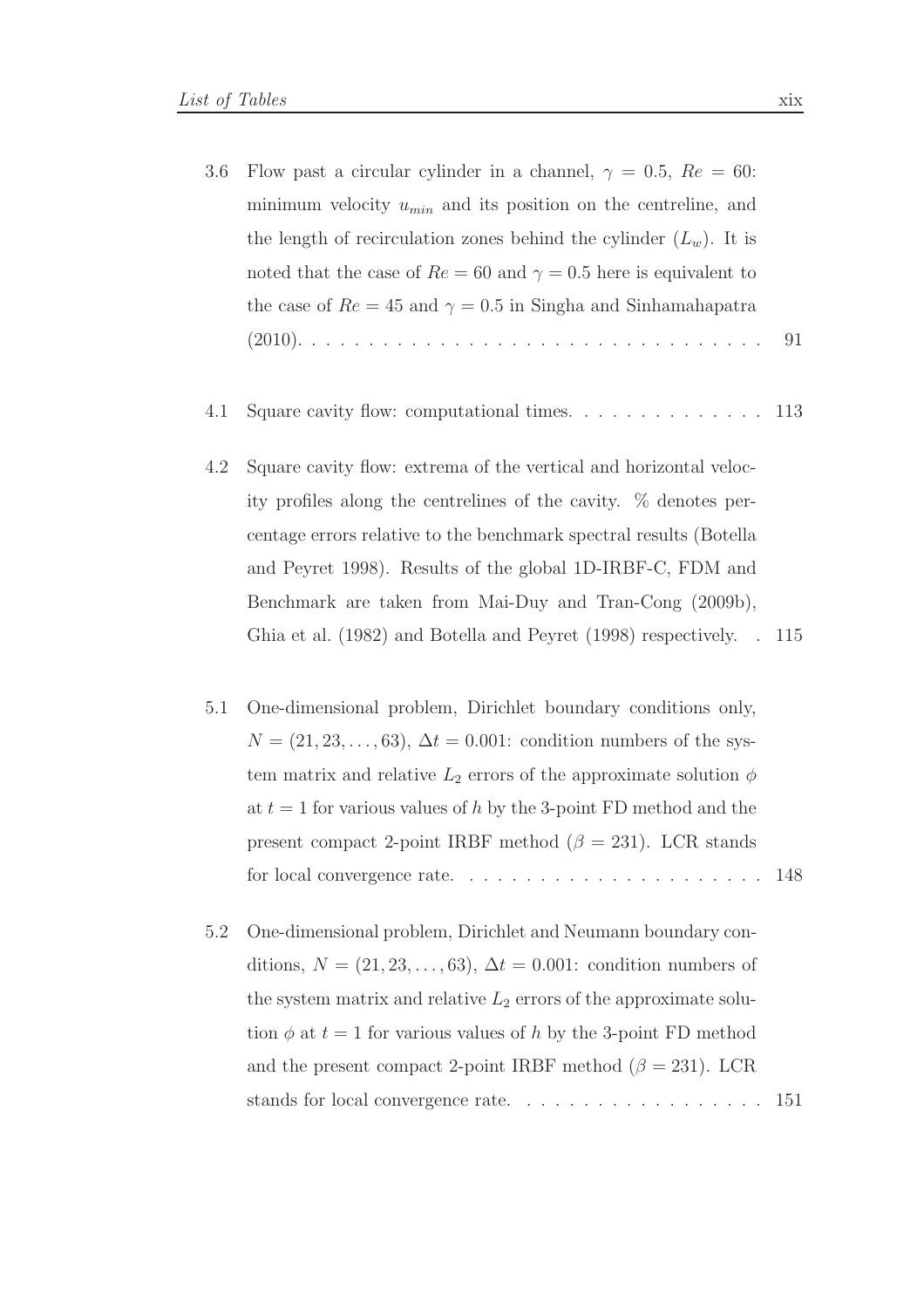3.6 Flow past a circular cylinder in a channel, $\gamma = 0.5$, $Re = 60$: minimum velocity $u_{min}$ and its position on the centreline, and the length of recirculation zones behind the cylinder ($L_w$). It is noted that the case of $Re = 60$ and $\gamma = 0.5$ here is equivalent to the case of $Re = 45$ and $\gamma = 0.5$ in Singha and Sinhamahapatra (2010). . . . . . . . . . . . . . . . . . . . . . . . . . . . . . . . . 91

4.1 Square cavity flow: computational times. . . . . . . . . . . . . . . 113

4.2 Square cavity flow: extrema of the vertical and horizontal velocity profiles along the centrelines of the cavity. % denotes percentage errors relative to the benchmark spectral results (Botella and Peyret 1998). Results of the global 1D-IRBF-C, FDM and Benchmark are taken from Mai-Duy and Tran-Cong (2009b), Ghia et al. (1982) and Botella and Peyret (1998) respectively. . 115

5.1 One-dimensional problem, Dirichlet boundary conditions only, $N = (21, 23, \ldots, 63)$, $\Delta t = 0.001$: condition numbers of the system matrix and relative $L_2$ errors of the approximate solution $\phi$ at $t = 1$ for various values of $h$ by the 3-point FD method and the present compact 2-point IRBF method ($\beta = 231$). LCR stands for local convergence rate. . . . . . . . . . . . . . . . . . . . . . 148

5.2 One-dimensional problem, Dirichlet and Neumann boundary conditions, $N = (21, 23, \ldots, 63)$, $\Delta t = 0.001$: condition numbers of the system matrix and relative $L_2$ errors of the approximate solution $\phi$ at $t = 1$ for various values of $h$ by the 3-point FD method and the present compact 2-point IRBF method ($\beta = 231$). LCR stands for local convergence rate. . . . . . . . . . . . . . . . . . 151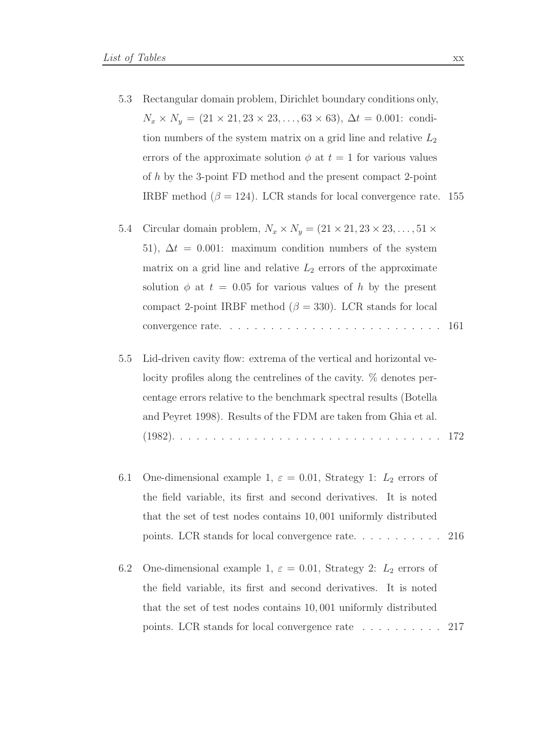5.3 Rectangular domain problem, Dirichlet boundary conditions only, $N_x \times N_y = (21 \times 21, 23 \times 23, \ldots, 63 \times 63)$, $\Delta t = 0.001$: condition numbers of the system matrix on a grid line and relative $L_2$ errors of the approximate solution $\phi$ at $t = 1$ for various values of $h$ by the 3-point FD method and the present compact 2-point IRBF method ($\beta = 124$). LCR stands for local convergence rate. 155

5.4 Circular domain problem, $N_x \times N_y = (21 \times 21, 23 \times 23, \ldots, 51 \times 51)$, $\Delta t = 0.001$: maximum condition numbers of the system matrix on a grid line and relative $L_2$ errors of the approximate solution $\phi$ at $t = 0.05$ for various values of $h$ by the present compact 2-point IRBF method ($\beta = 330$). LCR stands for local convergence rate. . . . . . . . . . . . . . . . . . . . . . . . . . 161

5.5 Lid-driven cavity flow: extrema of the vertical and horizontal velocity profiles along the centrelines of the cavity. % denotes percentage errors relative to the benchmark spectral results (Botella and Peyret 1998). Results of the FDM are taken from Ghia et al. (1982). . . . . . . . . . . . . . . . . . . . . . . . . . . . . . . . . 172

6.1 One-dimensional example 1, $\varepsilon = 0.01$, Strategy 1: $L_2$ errors of the field variable, its first and second derivatives. It is noted that the set of test nodes contains 10,001 uniformly distributed points. LCR stands for local convergence rate. . . . . . . . . . . 216

6.2 One-dimensional example 1, $\varepsilon = 0.01$, Strategy 2: $L_2$ errors of the field variable, its first and second derivatives. It is noted that the set of test nodes contains 10,001 uniformly distributed points. LCR stands for local convergence rate . . . . . . . . . . 217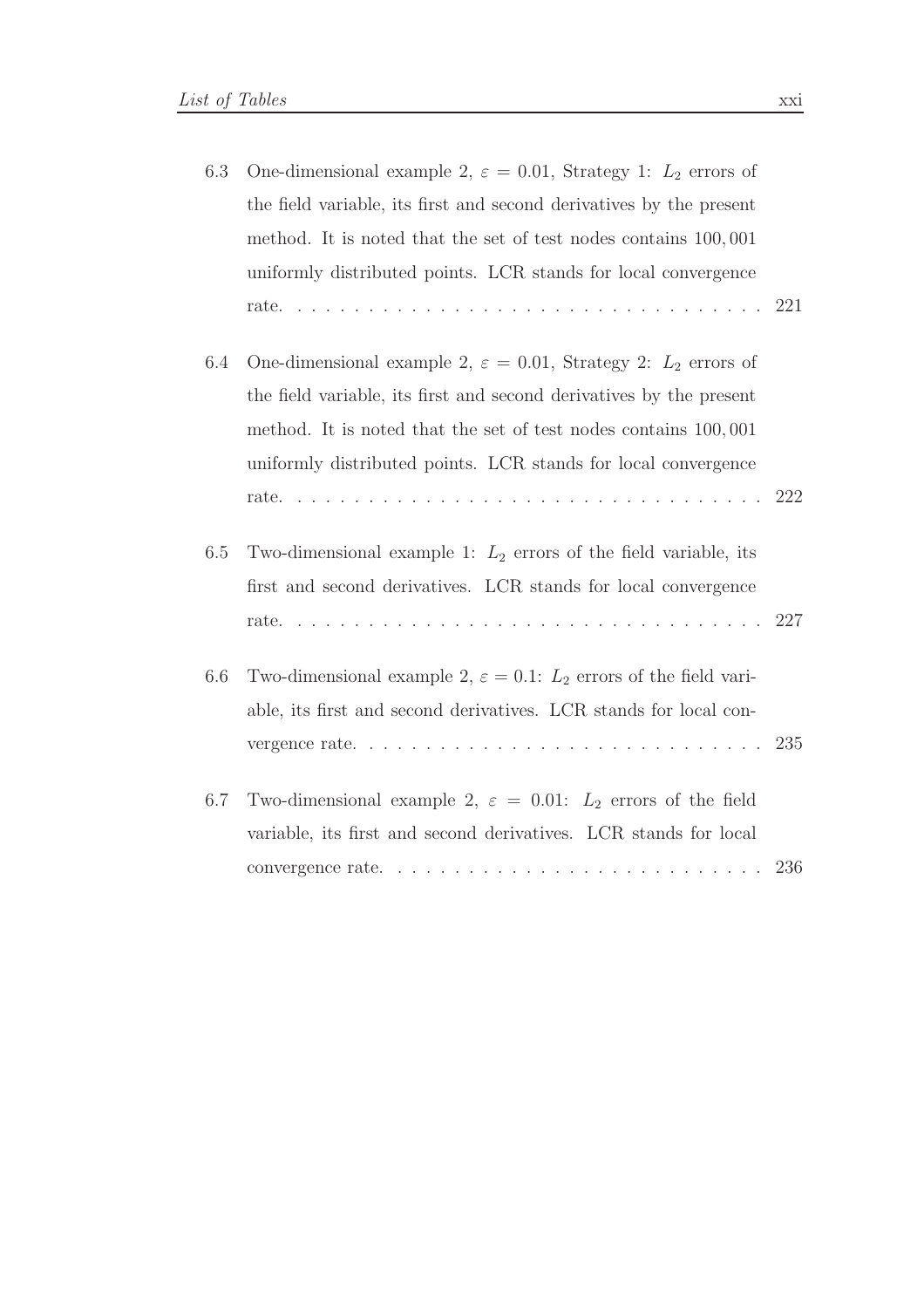6.3 One-dimensional example 2, $\varepsilon = 0.01$, Strategy 1: $L_2$ errors of the field variable, its first and second derivatives by the present method. It is noted that the set of test nodes contains $100,001$ uniformly distributed points. LCR stands for local convergence rate. . . . . . . . . . . . . . . . . . . . . . . . . . . . . . . . . 221

6.4 One-dimensional example 2, $\varepsilon = 0.01$, Strategy 2: $L_2$ errors of the field variable, its first and second derivatives by the present method. It is noted that the set of test nodes contains $100,001$ uniformly distributed points. LCR stands for local convergence rate. . . . . . . . . . . . . . . . . . . . . . . . . . . . . . . . . 222

6.5 Two-dimensional example 1: $L_2$ errors of the field variable, its first and second derivatives. LCR stands for local convergence rate. . . . . . . . . . . . . . . . . . . . . . . . . . . . . . . . . 227

6.6 Two-dimensional example 2, $\varepsilon = 0.1$: $L_2$ errors of the field variable, its first and second derivatives. LCR stands for local convergence rate. . . . . . . . . . . . . . . . . . . . . . . . . . . . 235

6.7 Two-dimensional example 2, $\varepsilon = 0.01$: $L_2$ errors of the field variable, its first and second derivatives. LCR stands for local convergence rate. . . . . . . . . . . . . . . . . . . . . . . . . . 236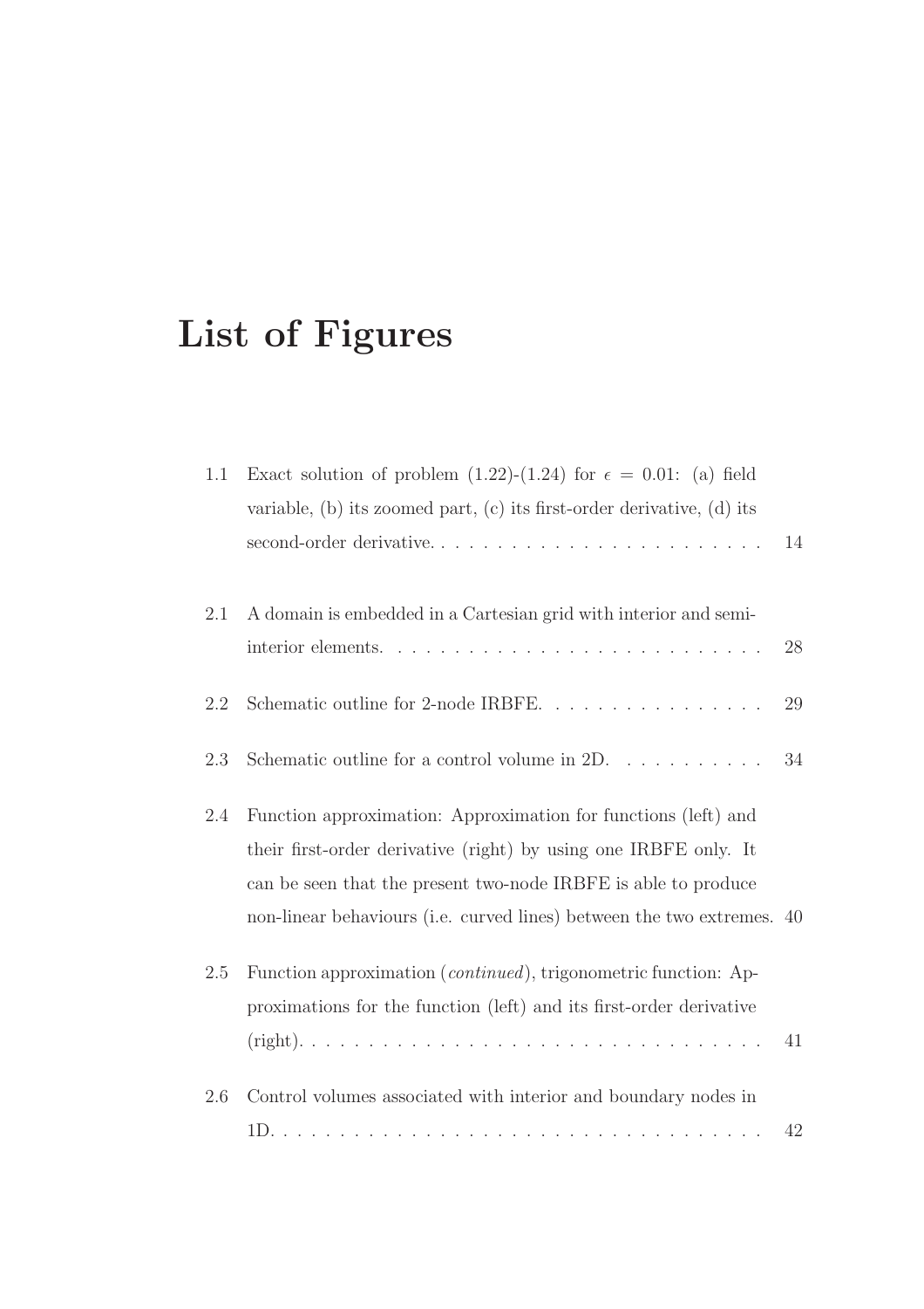# List of Figures

1.1 Exact solution of problem (1.22)-(1.24) for $\epsilon = 0.01$: (a) field variable, (b) its zoomed part, (c) its first-order derivative, (d) its second-order derivative. . . . . . . . . . . . . . . . . . . . . . . . 14

2.1 A domain is embedded in a Cartesian grid with interior and semi-interior elements. . . . . . . . . . . . . . . . . . . . . . . . . . 28

2.2 Schematic outline for 2-node IRBFE. . . . . . . . . . . . . . . . . 29

2.3 Schematic outline for a control volume in 2D. . . . . . . . . . . 34

2.4 Function approximation: Approximation for functions (left) and their first-order derivative (right) by using one IRBFE only. It can be seen that the present two-node IRBFE is able to produce non-linear behaviours (i.e. curved lines) between the two extremes. 40

2.5 Function approximation (*continued*), trigonometric function: Approximations for the function (left) and its first-order derivative (right). . . . . . . . . . . . . . . . . . . . . . . . . . . . . . . . . 41

2.6 Control volumes associated with interior and boundary nodes in 1D. . . . . . . . . . . . . . . . . . . . . . . . . . . . . . . . . . . . 42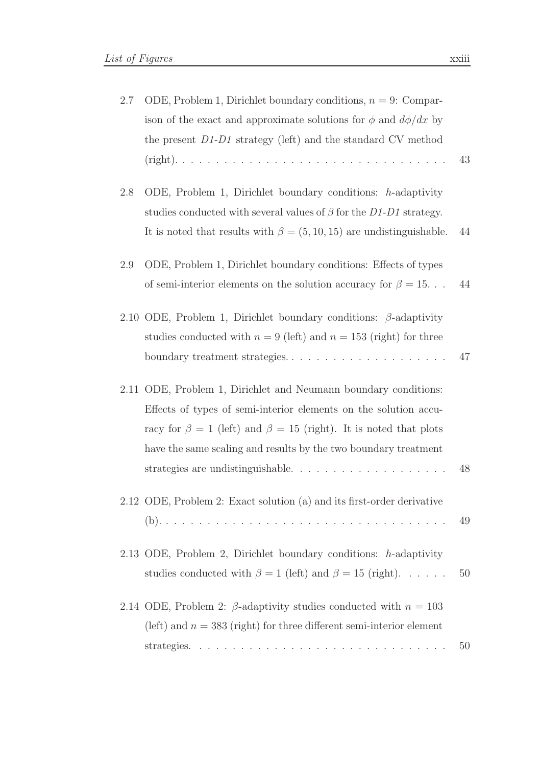2.7 ODE, Problem 1, Dirichlet boundary conditions, $n = 9$: Comparison of the exact and approximate solutions for $\phi$ and $d\phi/dx$ by the present *D1-D1* strategy (left) and the standard CV method (right). . . . . . . . . . . . . . . . . . . . . . . . . . . . . . . . 43

2.8 ODE, Problem 1, Dirichlet boundary conditions: $h$-adaptivity studies conducted with several values of $\beta$ for the *D1-D1* strategy. It is noted that results with $\beta = (5, 10, 15)$ are undistinguishable. 44

2.9 ODE, Problem 1, Dirichlet boundary conditions: Effects of types of semi-interior elements on the solution accuracy for $\beta = 15$. . . 44

2.10 ODE, Problem 1, Dirichlet boundary conditions: $\beta$-adaptivity studies conducted with $n = 9$ (left) and $n = 153$ (right) for three boundary treatment strategies. . . . . . . . . . . . . . . . . . . . 47

2.11 ODE, Problem 1, Dirichlet and Neumann boundary conditions: Effects of types of semi-interior elements on the solution accuracy for $\beta = 1$ (left) and $\beta = 15$ (right). It is noted that plots have the same scaling and results by the two boundary treatment strategies are undistinguishable. . . . . . . . . . . . . . . . . . . 48

2.12 ODE, Problem 2: Exact solution (a) and its first-order derivative (b). . . . . . . . . . . . . . . . . . . . . . . . . . . . . . . . . . 49

2.13 ODE, Problem 2, Dirichlet boundary conditions: $h$-adaptivity studies conducted with $\beta = 1$ (left) and $\beta = 15$ (right). . . . . . 50

2.14 ODE, Problem 2: $\beta$-adaptivity studies conducted with $n = 103$ (left) and $n = 383$ (right) for three different semi-interior element strategies. . . . . . . . . . . . . . . . . . . . . . . . . . . . . . 50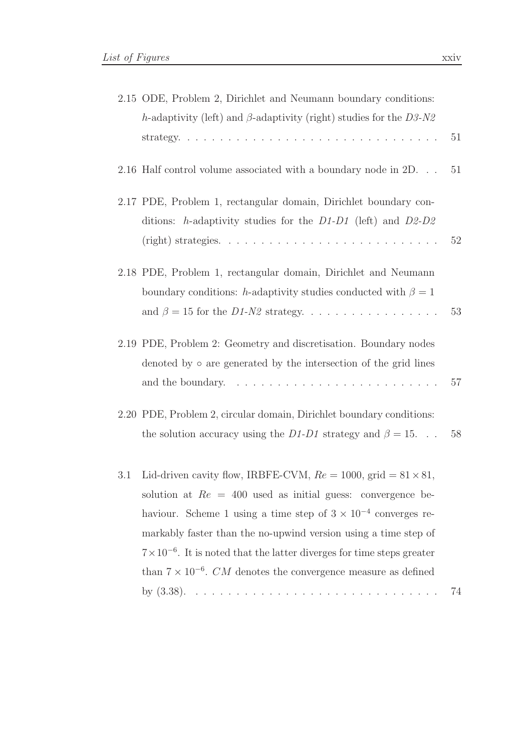2.15 ODE, Problem 2, Dirichlet and Neumann boundary conditions: $h$-adaptivity (left) and $\beta$-adaptivity (right) studies for the *D3-N2* strategy. . . . . . . . . . . . . . . . . . . . . . . . . . . . . . . 51

2.16 Half control volume associated with a boundary node in 2D. . . 51

2.17 PDE, Problem 1, rectangular domain, Dirichlet boundary conditions: $h$-adaptivity studies for the *D1-D1* (left) and *D2-D2* (right) strategies. . . . . . . . . . . . . . . . . . . . . . . . . . 52

2.18 PDE, Problem 1, rectangular domain, Dirichlet and Neumann boundary conditions: $h$-adaptivity studies conducted with $\beta = 1$ and $\beta = 15$ for the *D1-N2* strategy. . . . . . . . . . . . . . . . . 53

2.19 PDE, Problem 2: Geometry and discretisation. Boundary nodes denoted by $\circ$ are generated by the intersection of the grid lines and the boundary. . . . . . . . . . . . . . . . . . . . . . . . . . 57

2.20 PDE, Problem 2, circular domain, Dirichlet boundary conditions: the solution accuracy using the *D1-D1* strategy and $\beta = 15$. . . 58

3.1 Lid-driven cavity flow, IRBFE-CVM, $Re = 1000$, grid $= 81 \times 81$, solution at $Re = 400$ used as initial guess: convergence behaviour. Scheme 1 using a time step of $3 \times 10^{-4}$ converges remarkably faster than the no-upwind version using a time step of $7 \times 10^{-6}$. It is noted that the latter diverges for time steps greater than $7 \times 10^{-6}$. $CM$ denotes the convergence measure as defined by (3.38). . . . . . . . . . . . . . . . . . . . . . . . . . . . . . 74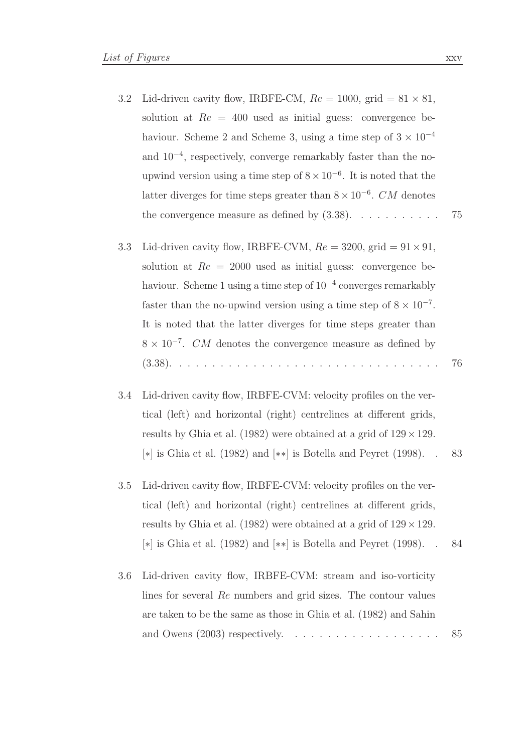3.2 Lid-driven cavity flow, IRBFE-CM, $Re = 1000$, grid $= 81 \times 81$, solution at $Re = 400$ used as initial guess: convergence behaviour. Scheme 2 and Scheme 3, using a time step of $3 \times 10^{-4}$ and $10^{-4}$, respectively, converge remarkably faster than the no-upwind version using a time step of $8 \times 10^{-6}$. It is noted that the latter diverges for time steps greater than $8 \times 10^{-6}$. $CM$ denotes the convergence measure as defined by (3.38). . . . . . . . . . . 75

3.3 Lid-driven cavity flow, IRBFE-CVM, $Re = 3200$, grid $= 91 \times 91$, solution at $Re = 2000$ used as initial guess: convergence behaviour. Scheme 1 using a time step of $10^{-4}$ converges remarkably faster than the no-upwind version using a time step of $8 \times 10^{-7}$. It is noted that the latter diverges for time steps greater than $8 \times 10^{-7}$. $CM$ denotes the convergence measure as defined by (3.38). . . . . . . . . . . . . . . . . . . . . . . . . . . . . . . . . . 76

3.4 Lid-driven cavity flow, IRBFE-CVM: velocity profiles on the vertical (left) and horizontal (right) centrelines at different grids, results by Ghia et al. (1982) were obtained at a grid of $129 \times 129$. [$*$] is Ghia et al. (1982) and [$**$] is Botella and Peyret (1998). . 83

3.5 Lid-driven cavity flow, IRBFE-CVM: velocity profiles on the vertical (left) and horizontal (right) centrelines at different grids, results by Ghia et al. (1982) were obtained at a grid of $129 \times 129$. [$*$] is Ghia et al. (1982) and [$**$] is Botella and Peyret (1998). . 84

3.6 Lid-driven cavity flow, IRBFE-CVM: stream and iso-vorticity lines for several $Re$ numbers and grid sizes. The contour values are taken to be the same as those in Ghia et al. (1982) and Sahin and Owens (2003) respectively. . . . . . . . . . . . . . . . . . . 85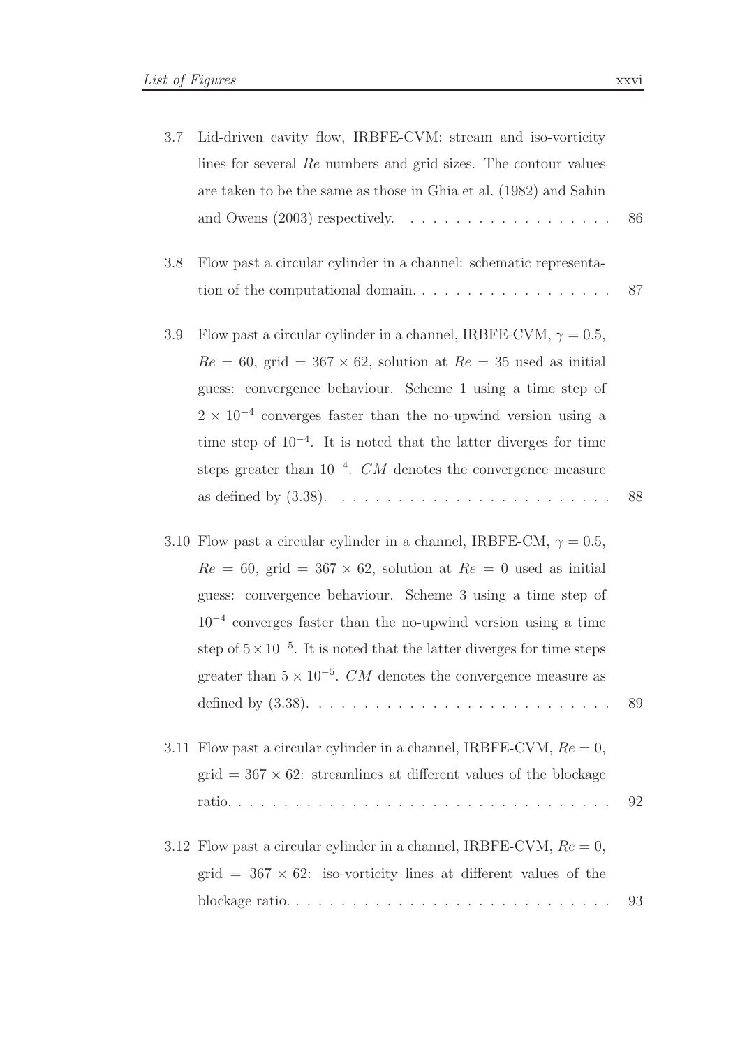3.7 Lid-driven cavity flow, IRBFE-CVM: stream and iso-vorticity lines for several $Re$ numbers and grid sizes. The contour values are taken to be the same as those in Ghia et al. (1982) and Sahin and Owens (2003) respectively. . . . . . . . . . . . . . . . . . . 86

3.8 Flow past a circular cylinder in a channel: schematic representation of the computational domain. . . . . . . . . . . . . . . . . . . 87

3.9 Flow past a circular cylinder in a channel, IRBFE-CVM, $\gamma = 0.5$, $Re = 60$, grid $= 367 \times 62$, solution at $Re = 35$ used as initial guess: convergence behaviour. Scheme 1 using a time step of $2 \times 10^{-4}$ converges faster than the no-upwind version using a time step of $10^{-4}$. It is noted that the latter diverges for time steps greater than $10^{-4}$. $CM$ denotes the convergence measure as defined by (3.38). . . . . . . . . . . . . . . . . . . . . . . . 88

3.10 Flow past a circular cylinder in a channel, IRBFE-CM, $\gamma = 0.5$, $Re = 60$, grid $= 367 \times 62$, solution at $Re = 0$ used as initial guess: convergence behaviour. Scheme 3 using a time step of $10^{-4}$ converges faster than the no-upwind version using a time step of $5 \times 10^{-5}$. It is noted that the latter diverges for time steps greater than $5 \times 10^{-5}$. $CM$ denotes the convergence measure as defined by (3.38). . . . . . . . . . . . . . . . . . . . . . . . . . 89

3.11 Flow past a circular cylinder in a channel, IRBFE-CVM, $Re = 0$, grid $= 367 \times 62$: streamlines at different values of the blockage ratio. . . . . . . . . . . . . . . . . . . . . . . . . . . . . . . . . . 92

3.12 Flow past a circular cylinder in a channel, IRBFE-CVM, $Re = 0$, grid $= 367 \times 62$: iso-vorticity lines at different values of the blockage ratio. . . . . . . . . . . . . . . . . . . . . . . . . . . . 93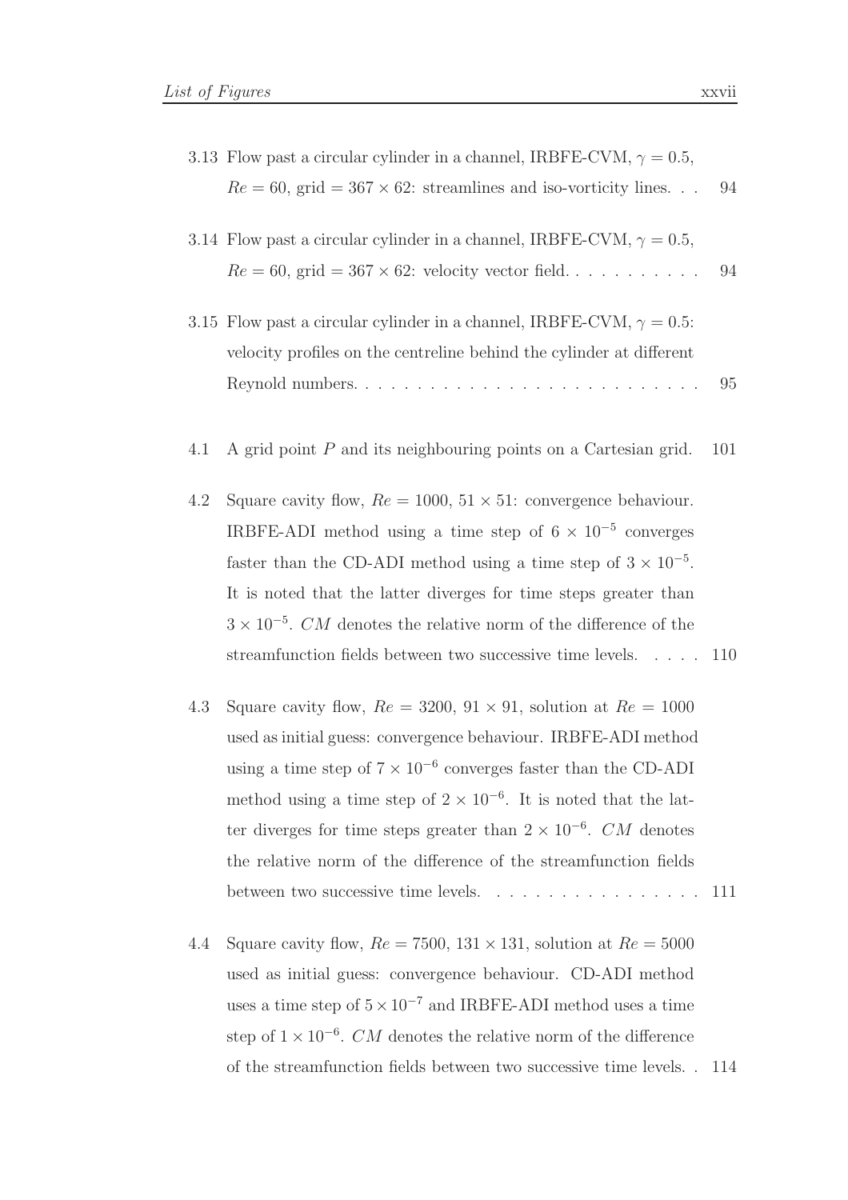3.13 Flow past a circular cylinder in a channel, IRBFE-CVM, $\gamma = 0.5$, $Re = 60$, grid $= 367 \times 62$: streamlines and iso-vorticity lines. . . 94

3.14 Flow past a circular cylinder in a channel, IRBFE-CVM, $\gamma = 0.5$, $Re = 60$, grid $= 367 \times 62$: velocity vector field. . . . . . . . . . . 94

3.15 Flow past a circular cylinder in a channel, IRBFE-CVM, $\gamma = 0.5$: velocity profiles on the centreline behind the cylinder at different Reynold numbers. . . . . . . . . . . . . . . . . . . . . . . . . . 95

4.1 A grid point $P$ and its neighbouring points on a Cartesian grid. 101

4.2 Square cavity flow, $Re = 1000$, $51 \times 51$: convergence behaviour. IRBFE-ADI method using a time step of $6 \times 10^{-5}$ converges faster than the CD-ADI method using a time step of $3 \times 10^{-5}$. It is noted that the latter diverges for time steps greater than $3 \times 10^{-5}$. $CM$ denotes the relative norm of the difference of the streamfunction fields between two successive time levels. . . . . 110

4.3 Square cavity flow, $Re = 3200$, $91 \times 91$, solution at $Re = 1000$ used as initial guess: convergence behaviour. IRBFE-ADI method using a time step of $7 \times 10^{-6}$ converges faster than the CD-ADI method using a time step of $2 \times 10^{-6}$. It is noted that the latter diverges for time steps greater than $2 \times 10^{-6}$. $CM$ denotes the relative norm of the difference of the streamfunction fields between two successive time levels. . . . . . . . . . . . . . . . . 111

4.4 Square cavity flow, $Re = 7500$, $131 \times 131$, solution at $Re = 5000$ used as initial guess: convergence behaviour. CD-ADI method uses a time step of $5 \times 10^{-7}$ and IRBFE-ADI method uses a time step of $1 \times 10^{-6}$. $CM$ denotes the relative norm of the difference of the streamfunction fields between two successive time levels. . 114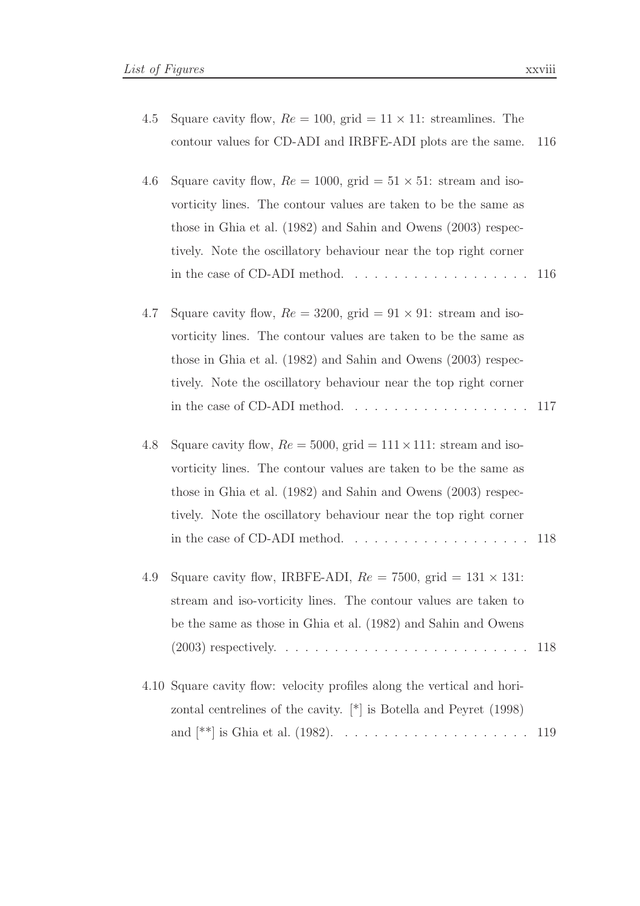4.5 Square cavity flow, $Re = 100$, grid $= 11 \times 11$: streamlines. The contour values for CD-ADI and IRBFE-ADI plots are the same. 116

4.6 Square cavity flow, $Re = 1000$, grid $= 51 \times 51$: stream and iso-vorticity lines. The contour values are taken to be the same as those in Ghia et al. (1982) and Sahin and Owens (2003) respectively. Note the oscillatory behaviour near the top right corner in the case of CD-ADI method. . . . . . . . . . . . . . . . . . 116

4.7 Square cavity flow, $Re = 3200$, grid $= 91 \times 91$: stream and iso-vorticity lines. The contour values are taken to be the same as those in Ghia et al. (1982) and Sahin and Owens (2003) respectively. Note the oscillatory behaviour near the top right corner in the case of CD-ADI method. . . . . . . . . . . . . . . . . . 117

4.8 Square cavity flow, $Re = 5000$, grid $= 111 \times 111$: stream and iso-vorticity lines. The contour values are taken to be the same as those in Ghia et al. (1982) and Sahin and Owens (2003) respectively. Note the oscillatory behaviour near the top right corner in the case of CD-ADI method. . . . . . . . . . . . . . . . . . 118

4.9 Square cavity flow, IRBFE-ADI, $Re = 7500$, grid $= 131 \times 131$: stream and iso-vorticity lines. The contour values are taken to be the same as those in Ghia et al. (1982) and Sahin and Owens (2003) respectively. . . . . . . . . . . . . . . . . . . . . . . . . 118

4.10 Square cavity flow: velocity profiles along the vertical and horizontal centrelines of the cavity. [*] is Botella and Peyret (1998) and [**] is Ghia et al. (1982). . . . . . . . . . . . . . . . . . . 119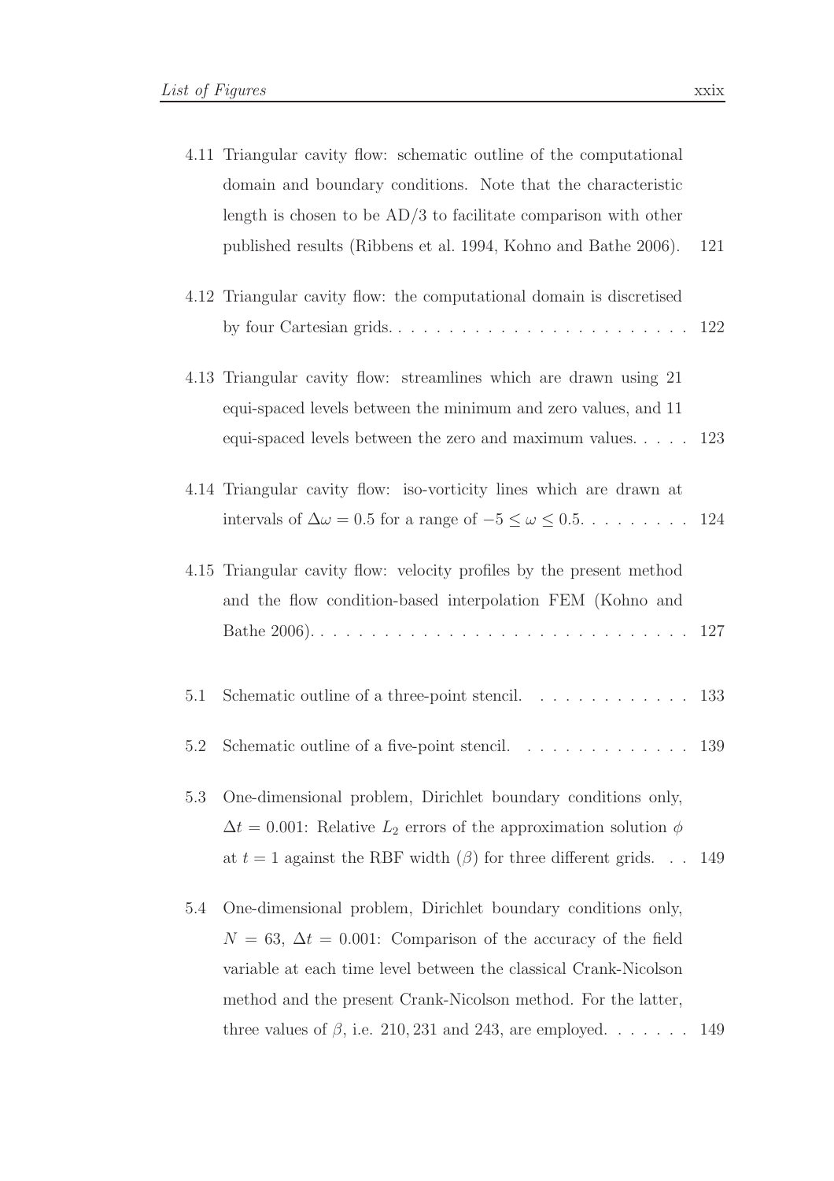4.11 Triangular cavity flow: schematic outline of the computational domain and boundary conditions. Note that the characteristic length is chosen to be AD/3 to facilitate comparison with other published results (Ribbens et al. 1994, Kohno and Bathe 2006). 121

4.12 Triangular cavity flow: the computational domain is discretised by four Cartesian grids. . . . . . . . . . . . . . . . . . . . . . . . 122

4.13 Triangular cavity flow: streamlines which are drawn using 21 equi-spaced levels between the minimum and zero values, and 11 equi-spaced levels between the zero and maximum values. . . . . 123

4.14 Triangular cavity flow: iso-vorticity lines which are drawn at intervals of $\Delta\omega = 0.5$ for a range of $-5 \leq \omega \leq 0.5$. . . . . . . . . 124

4.15 Triangular cavity flow: velocity profiles by the present method and the flow condition-based interpolation FEM (Kohno and Bathe 2006). . . . . . . . . . . . . . . . . . . . . . . . . . . . . 127

5.1 Schematic outline of a three-point stencil. . . . . . . . . . . . . 133

5.2 Schematic outline of a five-point stencil. . . . . . . . . . . . . . 139

5.3 One-dimensional problem, Dirichlet boundary conditions only, $\Delta t = 0.001$: Relative $L_2$ errors of the approximation solution $\phi$ at $t = 1$ against the RBF width ($\beta$) for three different grids. . . 149

5.4 One-dimensional problem, Dirichlet boundary conditions only, $N = 63$, $\Delta t = 0.001$: Comparison of the accuracy of the field variable at each time level between the classical Crank-Nicolson method and the present Crank-Nicolson method. For the latter, three values of $\beta$, i.e. $210, 231$ and $243$, are employed. . . . . . . 149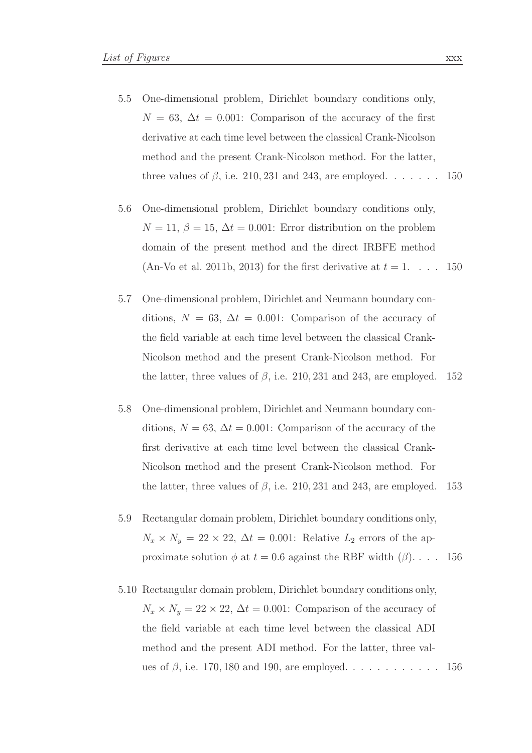5.5 One-dimensional problem, Dirichlet boundary conditions only, $N = 63$, $\Delta t = 0.001$: Comparison of the accuracy of the first derivative at each time level between the classical Crank-Nicolson method and the present Crank-Nicolson method. For the latter, three values of $\beta$, i.e. $210, 231$ and $243$, are employed. . . . . . . 150

5.6 One-dimensional problem, Dirichlet boundary conditions only, $N = 11$, $\beta = 15$, $\Delta t = 0.001$: Error distribution on the problem domain of the present method and the direct IRBFE method (An-Vo et al. 2011b, 2013) for the first derivative at $t = 1$. . . . 150

5.7 One-dimensional problem, Dirichlet and Neumann boundary conditions, $N = 63$, $\Delta t = 0.001$: Comparison of the accuracy of the field variable at each time level between the classical Crank-Nicolson method and the present Crank-Nicolson method. For the latter, three values of $\beta$, i.e. $210, 231$ and $243$, are employed. 152

5.8 One-dimensional problem, Dirichlet and Neumann boundary conditions, $N = 63$, $\Delta t = 0.001$: Comparison of the accuracy of the first derivative at each time level between the classical Crank-Nicolson method and the present Crank-Nicolson method. For the latter, three values of $\beta$, i.e. $210, 231$ and $243$, are employed. 153

5.9 Rectangular domain problem, Dirichlet boundary conditions only, $N_x \times N_y = 22 \times 22$, $\Delta t = 0.001$: Relative $L_2$ errors of the approximate solution $\phi$ at $t = 0.6$ against the RBF width ($\beta$). . . . 156

5.10 Rectangular domain problem, Dirichlet boundary conditions only, $N_x \times N_y = 22 \times 22$, $\Delta t = 0.001$: Comparison of the accuracy of the field variable at each time level between the classical ADI method and the present ADI method. For the latter, three values of $\beta$, i.e. $170, 180$ and $190$, are employed. . . . . . . . . . . . 156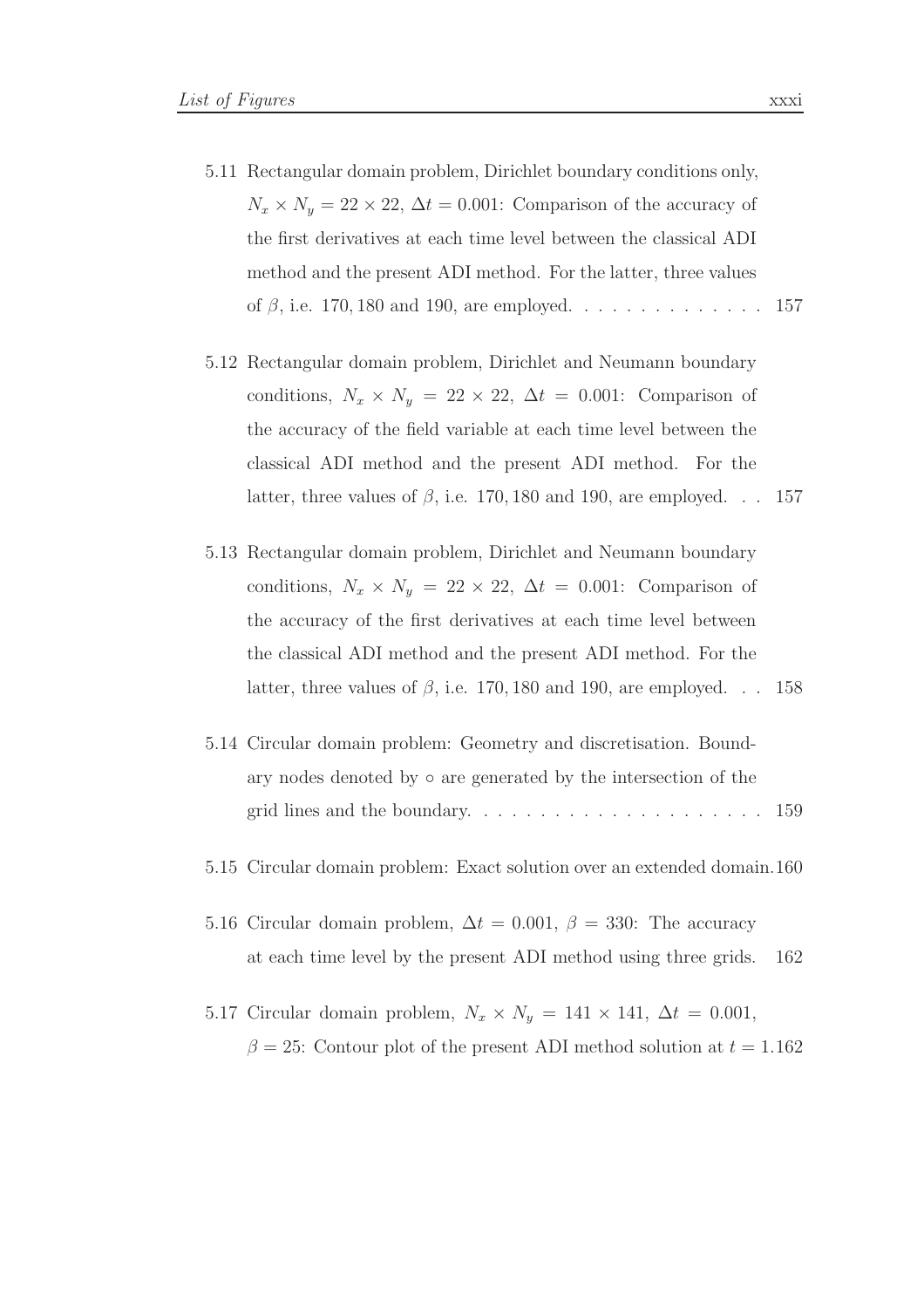5.11 Rectangular domain problem, Dirichlet boundary conditions only, $N_x \times N_y = 22 \times 22$, $\Delta t = 0.001$: Comparison of the accuracy of the first derivatives at each time level between the classical ADI method and the present ADI method. For the latter, three values of $\beta$, i.e. $170, 180$ and $190$, are employed. . . . . . . . . . . . . . 157

5.12 Rectangular domain problem, Dirichlet and Neumann boundary conditions, $N_x \times N_y = 22 \times 22$, $\Delta t = 0.001$: Comparison of the accuracy of the field variable at each time level between the classical ADI method and the present ADI method. For the latter, three values of $\beta$, i.e. $170, 180$ and $190$, are employed. . . 157

5.13 Rectangular domain problem, Dirichlet and Neumann boundary conditions, $N_x \times N_y = 22 \times 22$, $\Delta t = 0.001$: Comparison of the accuracy of the first derivatives at each time level between the classical ADI method and the present ADI method. For the latter, three values of $\beta$, i.e. $170, 180$ and $190$, are employed. . . 158

5.14 Circular domain problem: Geometry and discretisation. Boundary nodes denoted by $\circ$ are generated by the intersection of the grid lines and the boundary. . . . . . . . . . . . . . . . . . . . . 159

5.15 Circular domain problem: Exact solution over an extended domain. 160

5.16 Circular domain problem, $\Delta t = 0.001$, $\beta = 330$: The accuracy at each time level by the present ADI method using three grids. 162

5.17 Circular domain problem, $N_x \times N_y = 141 \times 141$, $\Delta t = 0.001$, $\beta = 25$: Contour plot of the present ADI method solution at $t = 1$. 162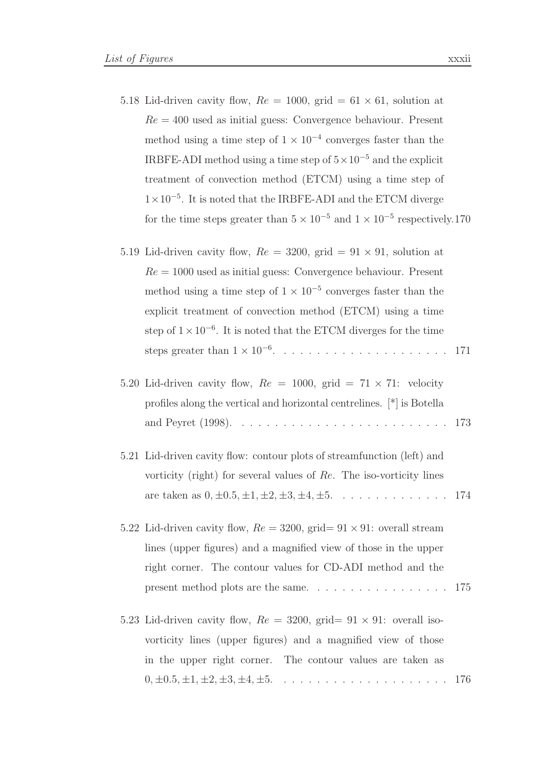5.18 Lid-driven cavity flow, $Re = 1000$, grid $= 61 \times 61$, solution at $Re = 400$ used as initial guess: Convergence behaviour. Present method using a time step of $1 \times 10^{-4}$ converges faster than the IRBFE-ADI method using a time step of $5 \times 10^{-5}$ and the explicit treatment of convection method (ETCM) using a time step of $1 \times 10^{-5}$. It is noted that the IRBFE-ADI and the ETCM diverge for the time steps greater than $5 \times 10^{-5}$ and $1 \times 10^{-5}$ respectively. 170

5.19 Lid-driven cavity flow, $Re = 3200$, grid $= 91 \times 91$, solution at $Re = 1000$ used as initial guess: Convergence behaviour. Present method using a time step of $1 \times 10^{-5}$ converges faster than the explicit treatment of convection method (ETCM) using a time step of $1 \times 10^{-6}$. It is noted that the ETCM diverges for the time steps greater than $1 \times 10^{-6}$. . . . . . . . . . . . . . . . . . . . 171

5.20 Lid-driven cavity flow, $Re = 1000$, grid $= 71 \times 71$: velocity profiles along the vertical and horizontal centrelines. [*] is Botella and Peyret (1998). . . . . . . . . . . . . . . . . . . . . . . . . 173

5.21 Lid-driven cavity flow: contour plots of streamfunction (left) and vorticity (right) for several values of $Re$. The iso-vorticity lines are taken as $0, \pm 0.5, \pm 1, \pm 2, \pm 3, \pm 4, \pm 5$. . . . . . . . . . . . . . 174

5.22 Lid-driven cavity flow, $Re = 3200$, grid$= 91 \times 91$: overall stream lines (upper figures) and a magnified view of those in the upper right corner. The contour values for CD-ADI method and the present method plots are the same. . . . . . . . . . . . . . . . . 175

5.23 Lid-driven cavity flow, $Re = 3200$, grid$= 91 \times 91$: overall iso-vorticity lines (upper figures) and a magnified view of those in the upper right corner. The contour values are taken as $0, \pm 0.5, \pm 1, \pm 2, \pm 3, \pm 4, \pm 5$. . . . . . . . . . . . . . . . . . . . 176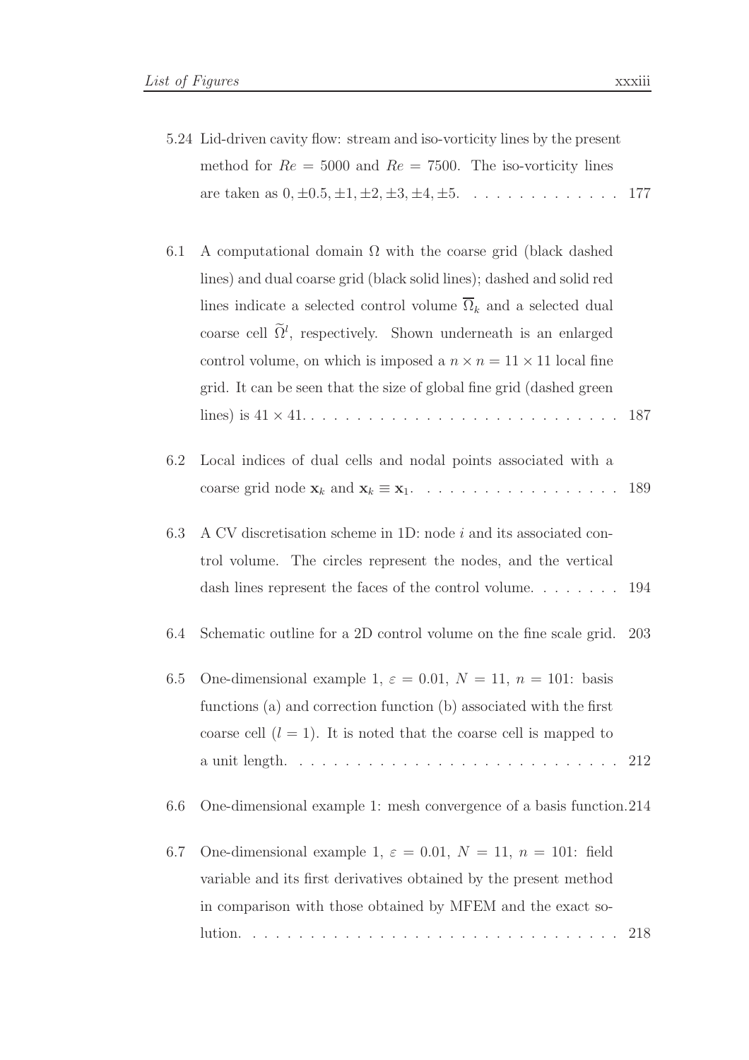5.24 Lid-driven cavity flow: stream and iso-vorticity lines by the present method for $Re = 5000$ and $Re = 7500$. The iso-vorticity lines are taken as $0, \pm 0.5, \pm 1, \pm 2, \pm 3, \pm 4, \pm 5$. . . . . . . . . . . . . . 177

6.1 A computational domain $\Omega$ with the coarse grid (black dashed lines) and dual coarse grid (black solid lines); dashed and solid red lines indicate a selected control volume $\overline{\Omega}_k$ and a selected dual coarse cell $\widetilde{\Omega}^l$, respectively. Shown underneath is an enlarged control volume, on which is imposed a $n \times n = 11 \times 11$ local fine grid. It can be seen that the size of global fine grid (dashed green lines) is $41 \times 41$. . . . . . . . . . . . . . . . . . . . . . . . . . . . 187

6.2 Local indices of dual cells and nodal points associated with a coarse grid node $\mathbf{x}_k$ and $\mathbf{x}_k \equiv \mathbf{x}_1$. . . . . . . . . . . . . . . . . . 189

6.3 A CV discretisation scheme in 1D: node $i$ and its associated control volume. The circles represent the nodes, and the vertical dash lines represent the faces of the control volume. . . . . . . . 194

6.4 Schematic outline for a 2D control volume on the fine scale grid. 203

6.5 One-dimensional example 1, $\varepsilon = 0.01$, $N = 11$, $n = 101$: basis functions (a) and correction function (b) associated with the first coarse cell ($l = 1$). It is noted that the coarse cell is mapped to a unit length. . . . . . . . . . . . . . . . . . . . . . . . . . . . 212

6.6 One-dimensional example 1: mesh convergence of a basis function. 214

6.7 One-dimensional example 1, $\varepsilon = 0.01$, $N = 11$, $n = 101$: field variable and its first derivatives obtained by the present method in comparison with those obtained by MFEM and the exact solution. . . . . . . . . . . . . . . . . . . . . . . . . . . . . . . . . 218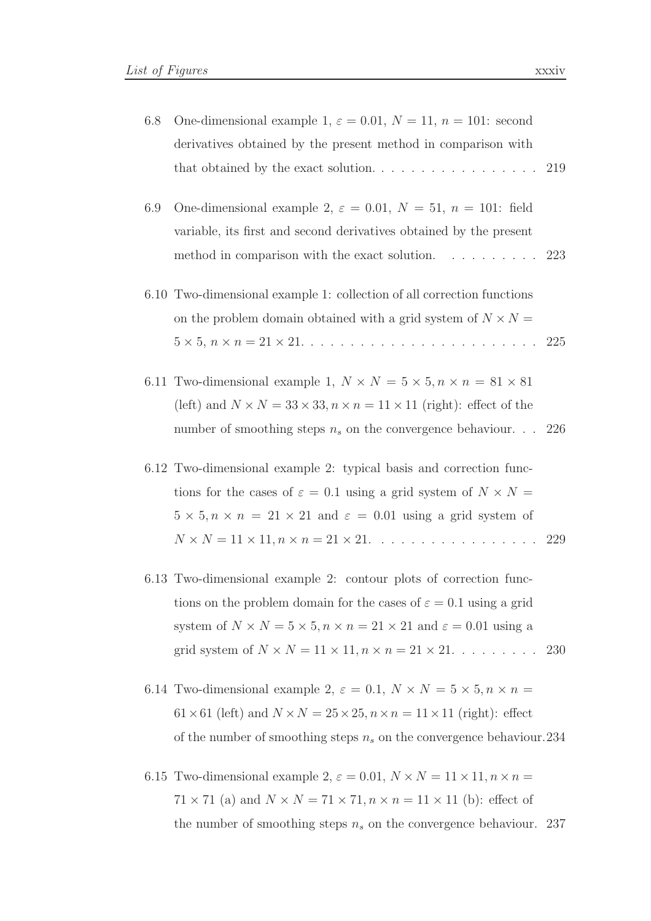6.8 One-dimensional example 1, $\varepsilon = 0.01$, $N = 11$, $n = 101$: second derivatives obtained by the present method in comparison with that obtained by the exact solution. . . . . . . . . . . . . . . . . 219

6.9 One-dimensional example 2, $\varepsilon = 0.01$, $N = 51$, $n = 101$: field variable, its first and second derivatives obtained by the present method in comparison with the exact solution. . . . . . . . . . 223

6.10 Two-dimensional example 1: collection of all correction functions on the problem domain obtained with a grid system of $N \times N = 5 \times 5$, $n \times n = 21 \times 21$. . . . . . . . . . . . . . . . . . . . . . . . 225

6.11 Two-dimensional example 1, $N \times N = 5 \times 5, n \times n = 81 \times 81$ (left) and $N \times N = 33 \times 33, n \times n = 11 \times 11$ (right): effect of the number of smoothing steps $n_s$ on the convergence behaviour. . . 226

6.12 Two-dimensional example 2: typical basis and correction functions for the cases of $\varepsilon = 0.1$ using a grid system of $N \times N = 5 \times 5, n \times n = 21 \times 21$ and $\varepsilon = 0.01$ using a grid system of $N \times N = 11 \times 11, n \times n = 21 \times 21$. . . . . . . . . . . . . . . . . 229

6.13 Two-dimensional example 2: contour plots of correction functions on the problem domain for the cases of $\varepsilon = 0.1$ using a grid system of $N \times N = 5 \times 5, n \times n = 21 \times 21$ and $\varepsilon = 0.01$ using a grid system of $N \times N = 11 \times 11, n \times n = 21 \times 21$. . . . . . . . . 230

6.14 Two-dimensional example 2, $\varepsilon = 0.1$, $N \times N = 5 \times 5, n \times n = 61 \times 61$ (left) and $N \times N = 25 \times 25, n \times n = 11 \times 11$ (right): effect of the number of smoothing steps $n_s$ on the convergence behaviour. 234

6.15 Two-dimensional example 2, $\varepsilon = 0.01$, $N \times N = 11 \times 11, n \times n = 71 \times 71$ (a) and $N \times N = 71 \times 71, n \times n = 11 \times 11$ (b): effect of the number of smoothing steps $n_s$ on the convergence behaviour. 237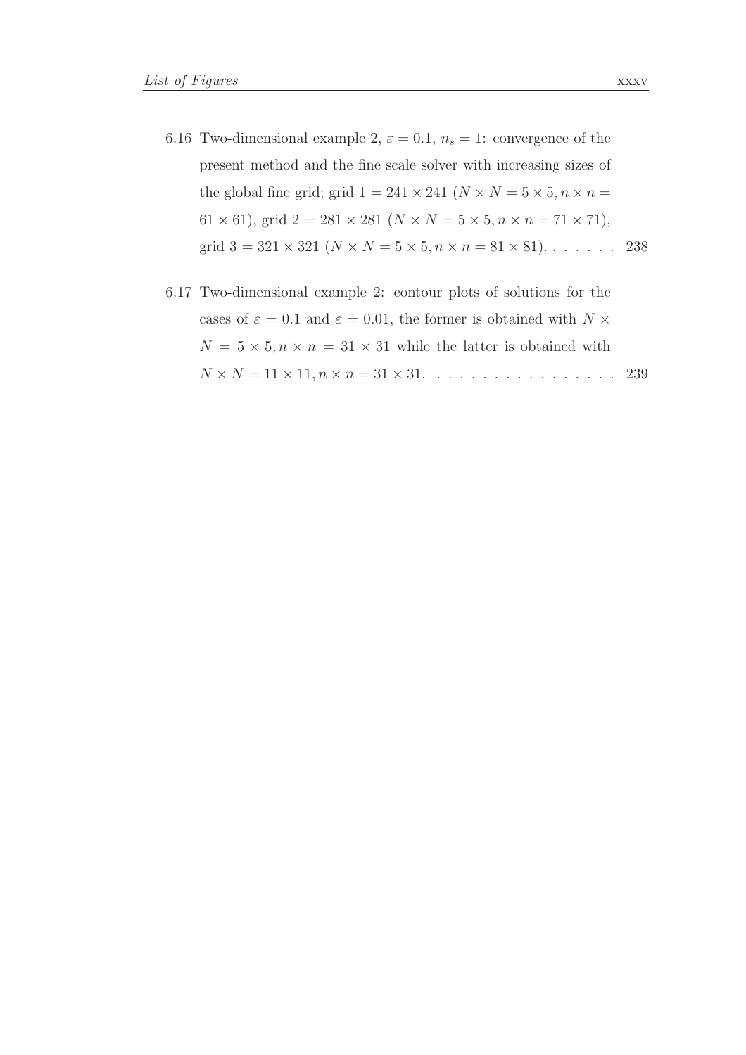6.16 Two-dimensional example 2, $\varepsilon = 0.1$, $n_s = 1$: convergence of the present method and the fine scale solver with increasing sizes of the global fine grid; grid 1 = $241 \times 241$ ($N \times N = 5 \times 5, n \times n = 61 \times 61$), grid 2 = $281 \times 281$ ($N \times N = 5 \times 5, n \times n = 71 \times 71$), grid 3 = $321 \times 321$ ($N \times N = 5 \times 5, n \times n = 81 \times 81$). . . . . . . 238

6.17 Two-dimensional example 2: contour plots of solutions for the cases of $\varepsilon = 0.1$ and $\varepsilon = 0.01$, the former is obtained with $N \times N = 5 \times 5, n \times n = 31 \times 31$ while the latter is obtained with $N \times N = 11 \times 11, n \times n = 31 \times 31$. . . . . . . . . . . . . . . . . 239